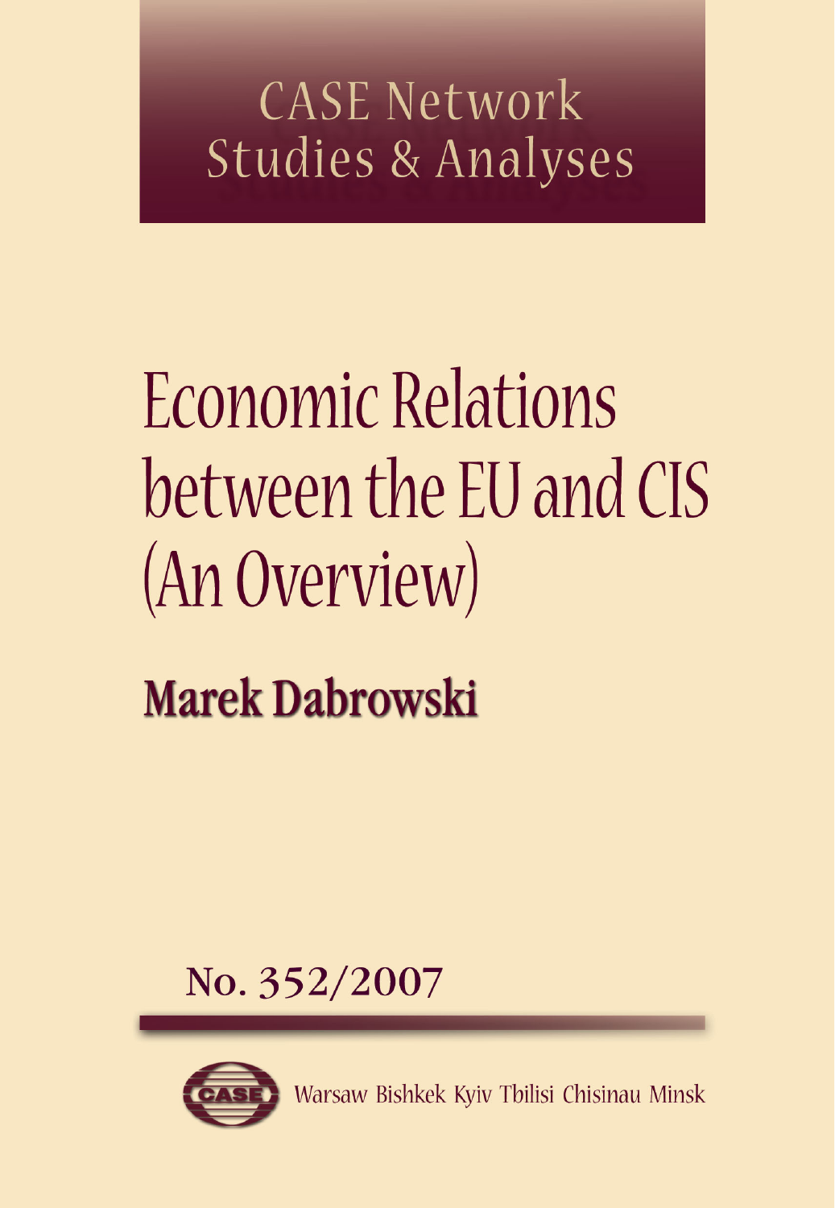# CASE Network Studies & Analyses

# Economic Relations between the EU and CIS (An Overview)

**Marek Dabrowski**

No. 352/2007

Warsaw Bishkek Kyiv Tbilisi Chisinau Minsk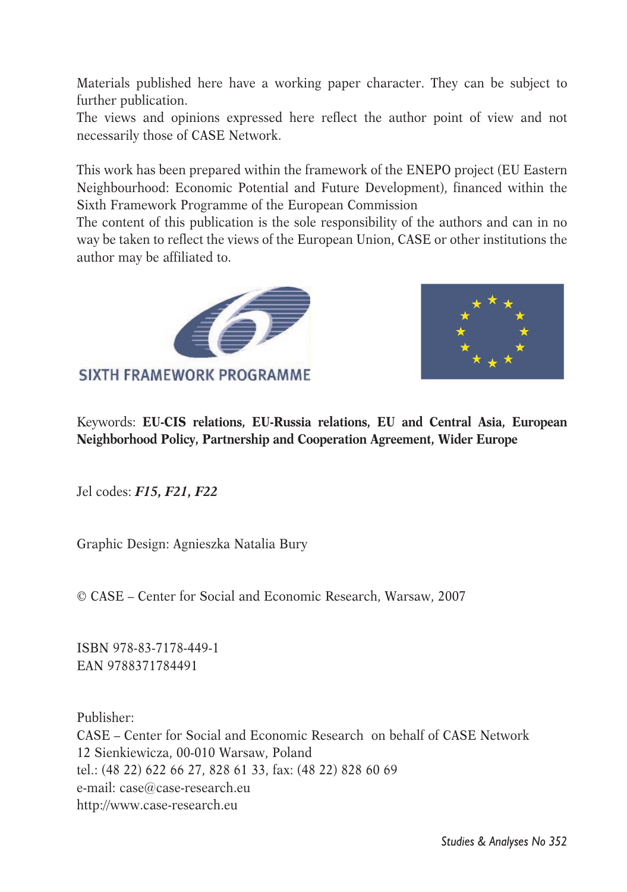Materials published here have a working paper character. They can be subject to further publication.
The views and opinions expressed here reflect the author point of view and not necessarily those of CASE Network.

This work has been prepared within the framework of the ENEPO project (EU Eastern Neighbourhood: Economic Potential and Future Development), financed within the Sixth Framework Programme of the European Commission
The content of this publication is the sole responsibility of the authors and can in no way be taken to reflect the views of the European Union, CASE or other institutions the author may be affiliated to.

SIXTH FRAMEWORK PROGRAMME

Keywords: **EU-CIS relations, EU-Russia relations, EU and Central Asia, European Neighborhood Policy, Partnership and Cooperation Agreement, Wider Europe**

Jel codes: ***F15, F21, F22***

Graphic Design: Agnieszka Natalia Bury

© CASE – Center for Social and Economic Research, Warsaw, 2007

ISBN 978-83-7178-449-1
EAN 9788371784491

Publisher:
CASE – Center for Social and Economic Research on behalf of CASE Network
12 Sienkiewicza, 00-010 Warsaw, Poland
tel.: (48 22) 622 66 27, 828 61 33, fax: (48 22) 828 60 69
e-mail: case@case-research.eu
http://www.case-research.eu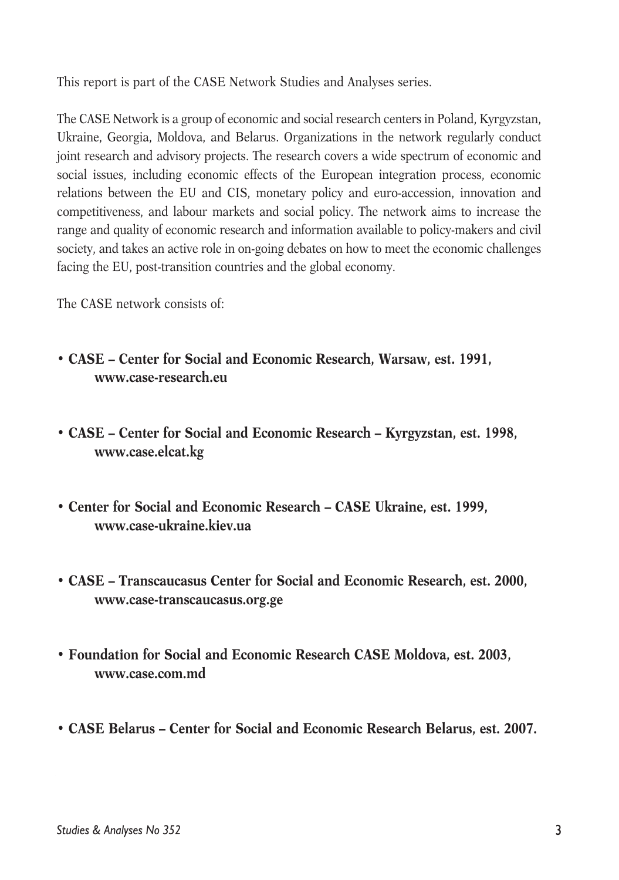This report is part of the CASE Network Studies and Analyses series.

The CASE Network is a group of economic and social research centers in Poland, Kyrgyzstan, Ukraine, Georgia, Moldova, and Belarus. Organizations in the network regularly conduct joint research and advisory projects. The research covers a wide spectrum of economic and social issues, including economic effects of the European integration process, economic relations between the EU and CIS, monetary policy and euro-accession, innovation and competitiveness, and labour markets and social policy. The network aims to increase the range and quality of economic research and information available to policy-makers and civil society, and takes an active role in on-going debates on how to meet the economic challenges facing the EU, post-transition countries and the global economy.

The CASE network consists of:

- **CASE – Center for Social and Economic Research, Warsaw, est. 1991, www.case-research.eu**
- **CASE – Center for Social and Economic Research – Kyrgyzstan, est. 1998, www.case.elcat.kg**
- **Center for Social and Economic Research – CASE Ukraine, est. 1999, www.case-ukraine.kiev.ua**
- **CASE – Transcaucasus Center for Social and Economic Research, est. 2000, www.case-transcaucasus.org.ge**
- **Foundation for Social and Economic Research CASE Moldova, est. 2003, www.case.com.md**
- **CASE Belarus – Center for Social and Economic Research Belarus, est. 2007.**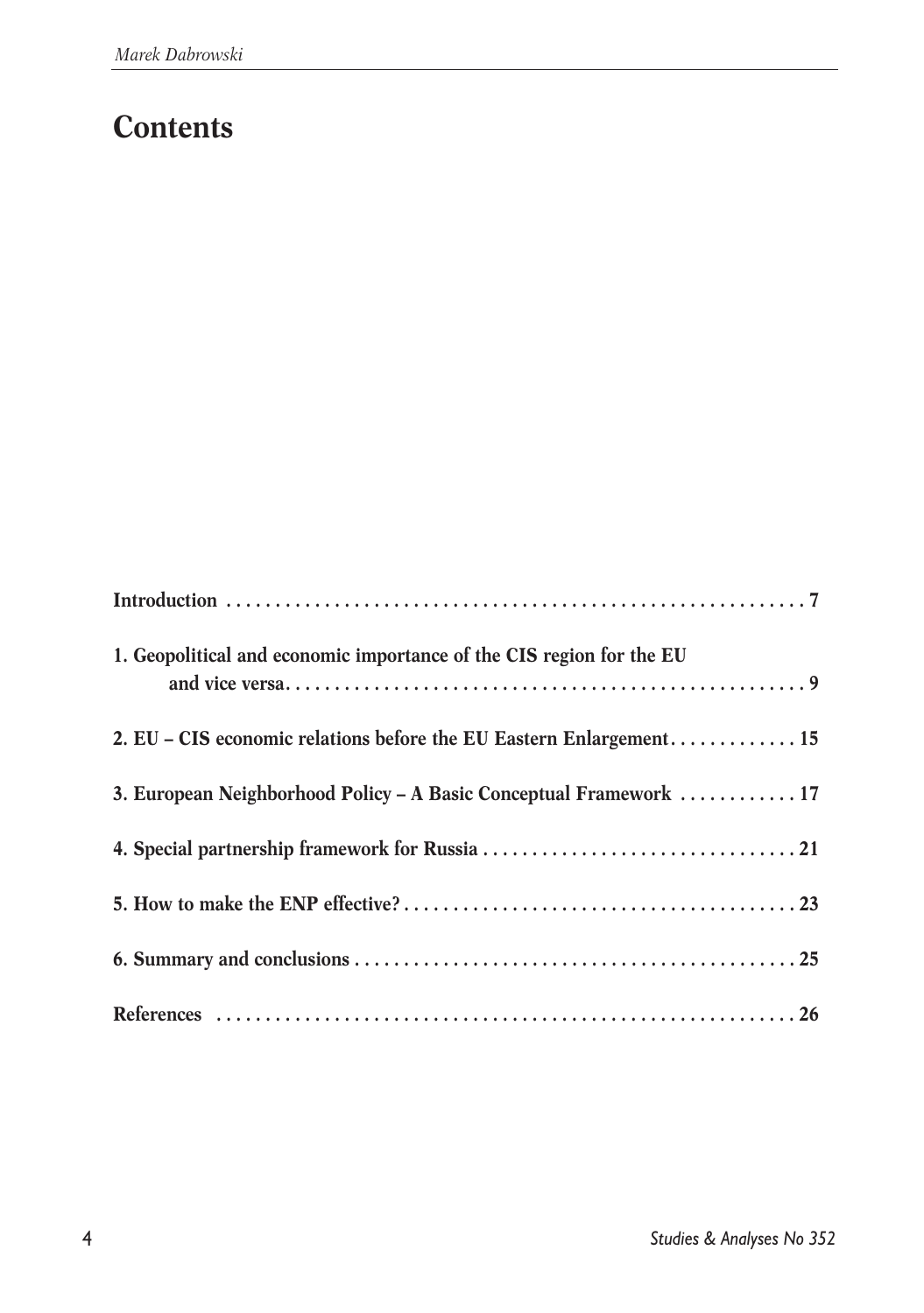# Contents

**Introduction** . . . . . . . . . . . . . . . . . . . . . . . . . . . . . . . . . . . . . . . . . . . . . . . . . . . . . . . . . . . . 7

**1. Geopolitical and economic importance of the CIS region for the EU and vice versa** . . . . . . . . . . . . . . . . . . . . . . . . . . . . . . . . . . . . . . . . . . . . . . . . . . . . . 9

**2. EU – CIS economic relations before the EU Eastern Enlargement** . . . . . . . . . . . . . 15

**3. European Neighborhood Policy – A Basic Conceptual Framework** . . . . . . . . . . . . 17

**4. Special partnership framework for Russia** . . . . . . . . . . . . . . . . . . . . . . . . . . . . . . . . 21

**5. How to make the ENP effective?** . . . . . . . . . . . . . . . . . . . . . . . . . . . . . . . . . . . . . . . . 23

**6. Summary and conclusions** . . . . . . . . . . . . . . . . . . . . . . . . . . . . . . . . . . . . . . . . . . . . . 25

**References** . . . . . . . . . . . . . . . . . . . . . . . . . . . . . . . . . . . . . . . . . . . . . . . . . . . . . . . . . . . 26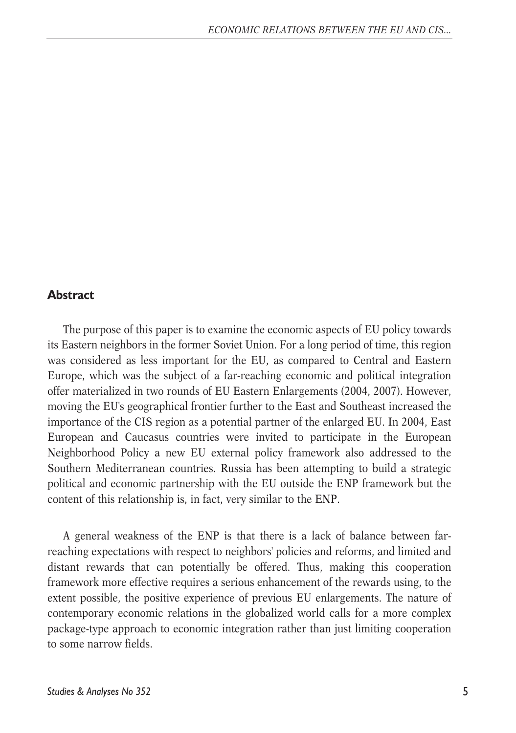## Abstract

The purpose of this paper is to examine the economic aspects of EU policy towards its Eastern neighbors in the former Soviet Union. For a long period of time, this region was considered as less important for the EU, as compared to Central and Eastern Europe, which was the subject of a far-reaching economic and political integration offer materialized in two rounds of EU Eastern Enlargements (2004, 2007). However, moving the EU's geographical frontier further to the East and Southeast increased the importance of the CIS region as a potential partner of the enlarged EU. In 2004, East European and Caucasus countries were invited to participate in the European Neighborhood Policy a new EU external policy framework also addressed to the Southern Mediterranean countries. Russia has been attempting to build a strategic political and economic partnership with the EU outside the ENP framework but the content of this relationship is, in fact, very similar to the ENP.

A general weakness of the ENP is that there is a lack of balance between far-reaching expectations with respect to neighbors' policies and reforms, and limited and distant rewards that can potentially be offered. Thus, making this cooperation framework more effective requires a serious enhancement of the rewards using, to the extent possible, the positive experience of previous EU enlargements. The nature of contemporary economic relations in the globalized world calls for a more complex package-type approach to economic integration rather than just limiting cooperation to some narrow fields.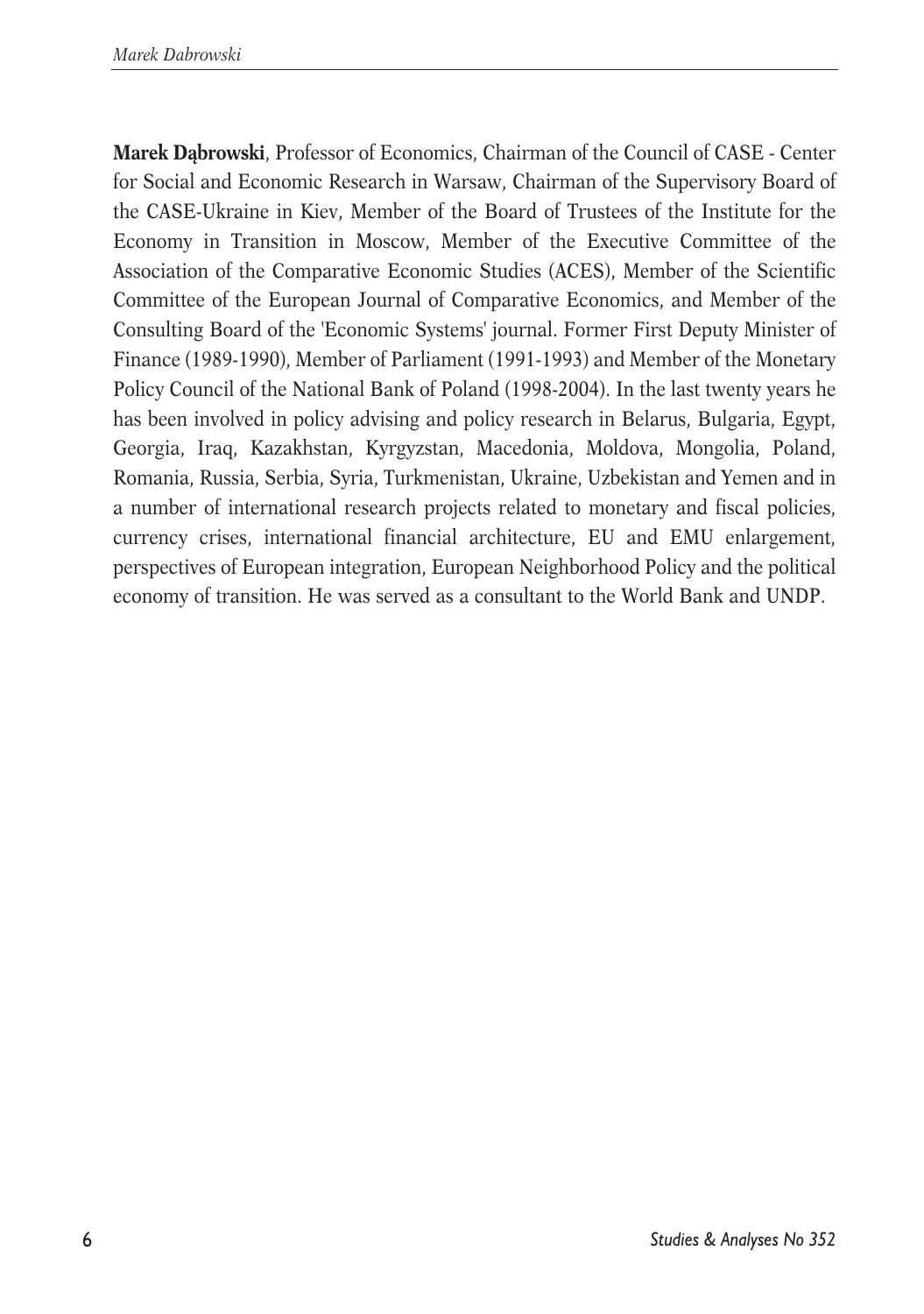**Marek Dąbrowski**, Professor of Economics, Chairman of the Council of CASE - Center for Social and Economic Research in Warsaw, Chairman of the Supervisory Board of the CASE-Ukraine in Kiev, Member of the Board of Trustees of the Institute for the Economy in Transition in Moscow, Member of the Executive Committee of the Association of the Comparative Economic Studies (ACES), Member of the Scientific Committee of the European Journal of Comparative Economics, and Member of the Consulting Board of the 'Economic Systems' journal. Former First Deputy Minister of Finance (1989-1990), Member of Parliament (1991-1993) and Member of the Monetary Policy Council of the National Bank of Poland (1998-2004). In the last twenty years he has been involved in policy advising and policy research in Belarus, Bulgaria, Egypt, Georgia, Iraq, Kazakhstan, Kyrgyzstan, Macedonia, Moldova, Mongolia, Poland, Romania, Russia, Serbia, Syria, Turkmenistan, Ukraine, Uzbekistan and Yemen and in a number of international research projects related to monetary and fiscal policies, currency crises, international financial architecture, EU and EMU enlargement, perspectives of European integration, European Neighborhood Policy and the political economy of transition. He was served as a consultant to the World Bank and UNDP.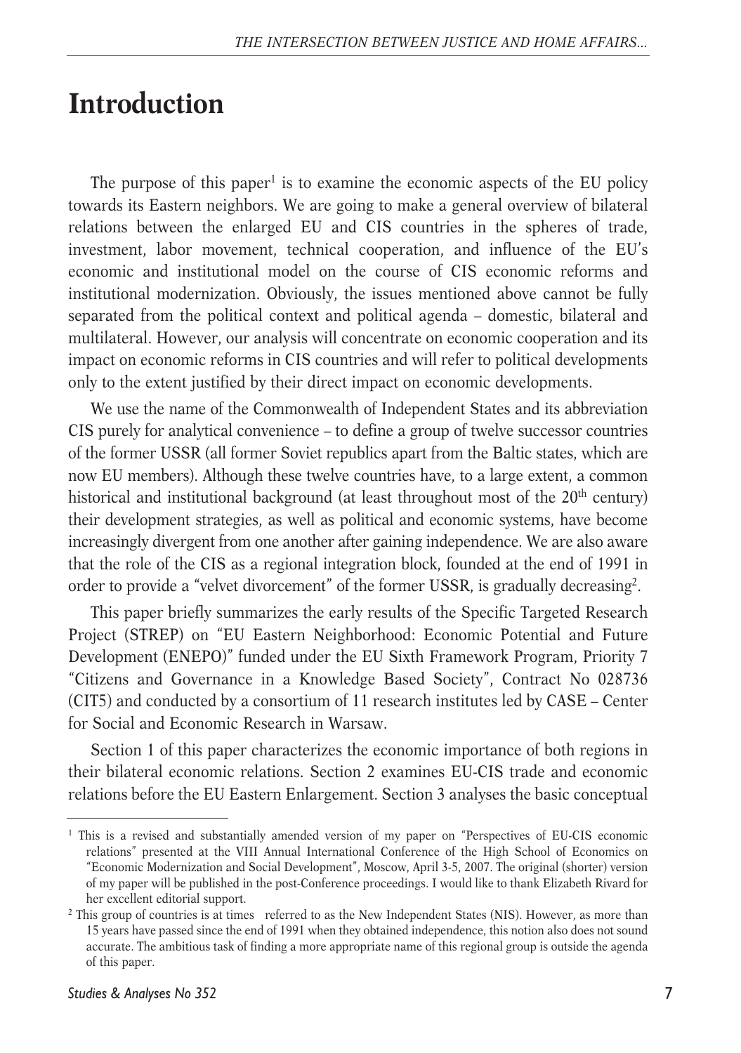# Introduction

The purpose of this paper[1] is to examine the economic aspects of the EU policy towards its Eastern neighbors. We are going to make a general overview of bilateral relations between the enlarged EU and CIS countries in the spheres of trade, investment, labor movement, technical cooperation, and influence of the EU's economic and institutional model on the course of CIS economic reforms and institutional modernization. Obviously, the issues mentioned above cannot be fully separated from the political context and political agenda – domestic, bilateral and multilateral. However, our analysis will concentrate on economic cooperation and its impact on economic reforms in CIS countries and will refer to political developments only to the extent justified by their direct impact on economic developments.

We use the name of the Commonwealth of Independent States and its abbreviation CIS purely for analytical convenience – to define a group of twelve successor countries of the former USSR (all former Soviet republics apart from the Baltic states, which are now EU members). Although these twelve countries have, to a large extent, a common historical and institutional background (at least throughout most of the 20th century) their development strategies, as well as political and economic systems, have become increasingly divergent from one another after gaining independence. We are also aware that the role of the CIS as a regional integration block, founded at the end of 1991 in order to provide a "velvet divorcement" of the former USSR, is gradually decreasing[2].

This paper briefly summarizes the early results of the Specific Targeted Research Project (STREP) on "EU Eastern Neighborhood: Economic Potential and Future Development (ENEPO)" funded under the EU Sixth Framework Program, Priority 7 "Citizens and Governance in a Knowledge Based Society", Contract No 028736 (CIT5) and conducted by a consortium of 11 research institutes led by CASE – Center for Social and Economic Research in Warsaw.

Section 1 of this paper characterizes the economic importance of both regions in their bilateral economic relations. Section 2 examines EU-CIS trade and economic relations before the EU Eastern Enlargement. Section 3 analyses the basic conceptual

---

[1] This is a revised and substantially amended version of my paper on "Perspectives of EU-CIS economic relations" presented at the VIII Annual International Conference of the High School of Economics on "Economic Modernization and Social Development", Moscow, April 3-5, 2007. The original (shorter) version of my paper will be published in the post-Conference proceedings. I would like to thank Elizabeth Rivard for her excellent editorial support.

[2] This group of countries is at times referred to as the New Independent States (NIS). However, as more than 15 years have passed since the end of 1991 when they obtained independence, this notion also does not sound accurate. The ambitious task of finding a more appropriate name of this regional group is outside the agenda of this paper.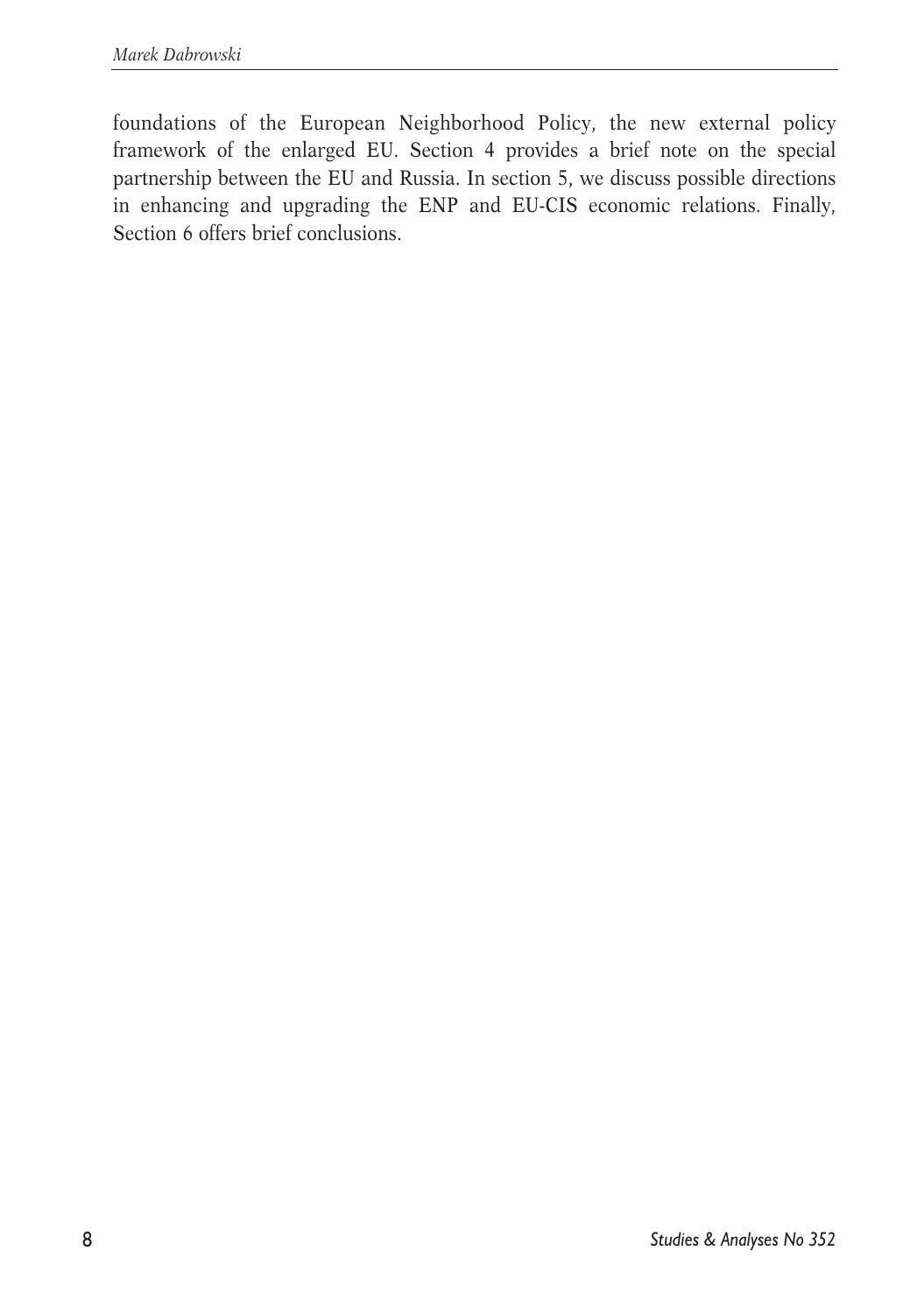foundations of the European Neighborhood Policy, the new external policy framework of the enlarged EU. Section 4 provides a brief note on the special partnership between the EU and Russia. In section 5, we discuss possible directions in enhancing and upgrading the ENP and EU-CIS economic relations. Finally, Section 6 offers brief conclusions.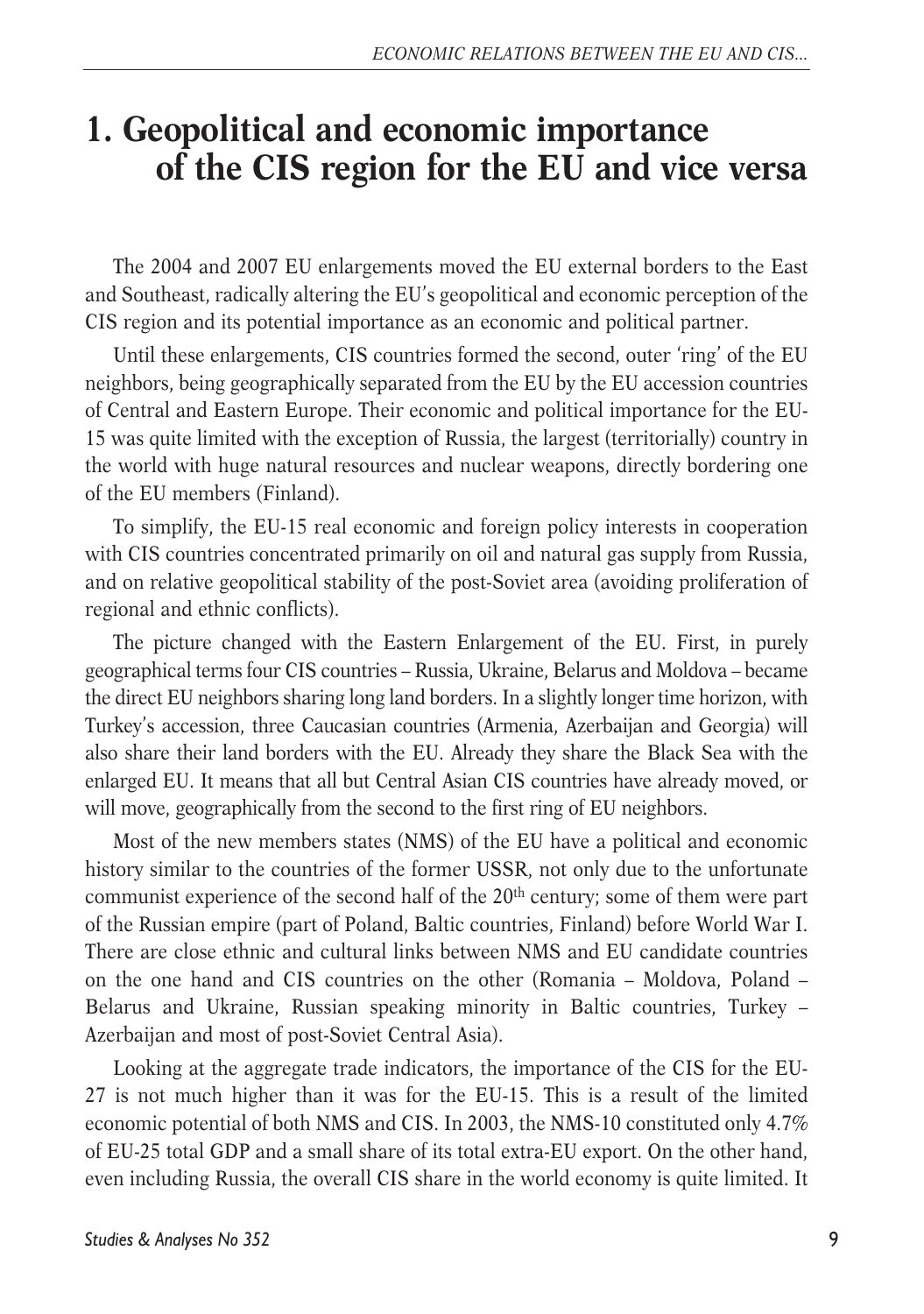# 1. Geopolitical and economic importance of the CIS region for the EU and vice versa

The 2004 and 2007 EU enlargements moved the EU external borders to the East and Southeast, radically altering the EU's geopolitical and economic perception of the CIS region and its potential importance as an economic and political partner.

Until these enlargements, CIS countries formed the second, outer 'ring' of the EU neighbors, being geographically separated from the EU by the EU accession countries of Central and Eastern Europe. Their economic and political importance for the EU-15 was quite limited with the exception of Russia, the largest (territorially) country in the world with huge natural resources and nuclear weapons, directly bordering one of the EU members (Finland).

To simplify, the EU-15 real economic and foreign policy interests in cooperation with CIS countries concentrated primarily on oil and natural gas supply from Russia, and on relative geopolitical stability of the post-Soviet area (avoiding proliferation of regional and ethnic conflicts).

The picture changed with the Eastern Enlargement of the EU. First, in purely geographical terms four CIS countries – Russia, Ukraine, Belarus and Moldova – became the direct EU neighbors sharing long land borders. In a slightly longer time horizon, with Turkey's accession, three Caucasian countries (Armenia, Azerbaijan and Georgia) will also share their land borders with the EU. Already they share the Black Sea with the enlarged EU. It means that all but Central Asian CIS countries have already moved, or will move, geographically from the second to the first ring of EU neighbors.

Most of the new members states (NMS) of the EU have a political and economic history similar to the countries of the former USSR, not only due to the unfortunate communist experience of the second half of the 20th century; some of them were part of the Russian empire (part of Poland, Baltic countries, Finland) before World War I. There are close ethnic and cultural links between NMS and EU candidate countries on the one hand and CIS countries on the other (Romania – Moldova, Poland – Belarus and Ukraine, Russian speaking minority in Baltic countries, Turkey – Azerbaijan and most of post-Soviet Central Asia).

Looking at the aggregate trade indicators, the importance of the CIS for the EU-27 is not much higher than it was for the EU-15. This is a result of the limited economic potential of both NMS and CIS. In 2003, the NMS-10 constituted only 4.7% of EU-25 total GDP and a small share of its total extra-EU export. On the other hand, even including Russia, the overall CIS share in the world economy is quite limited. It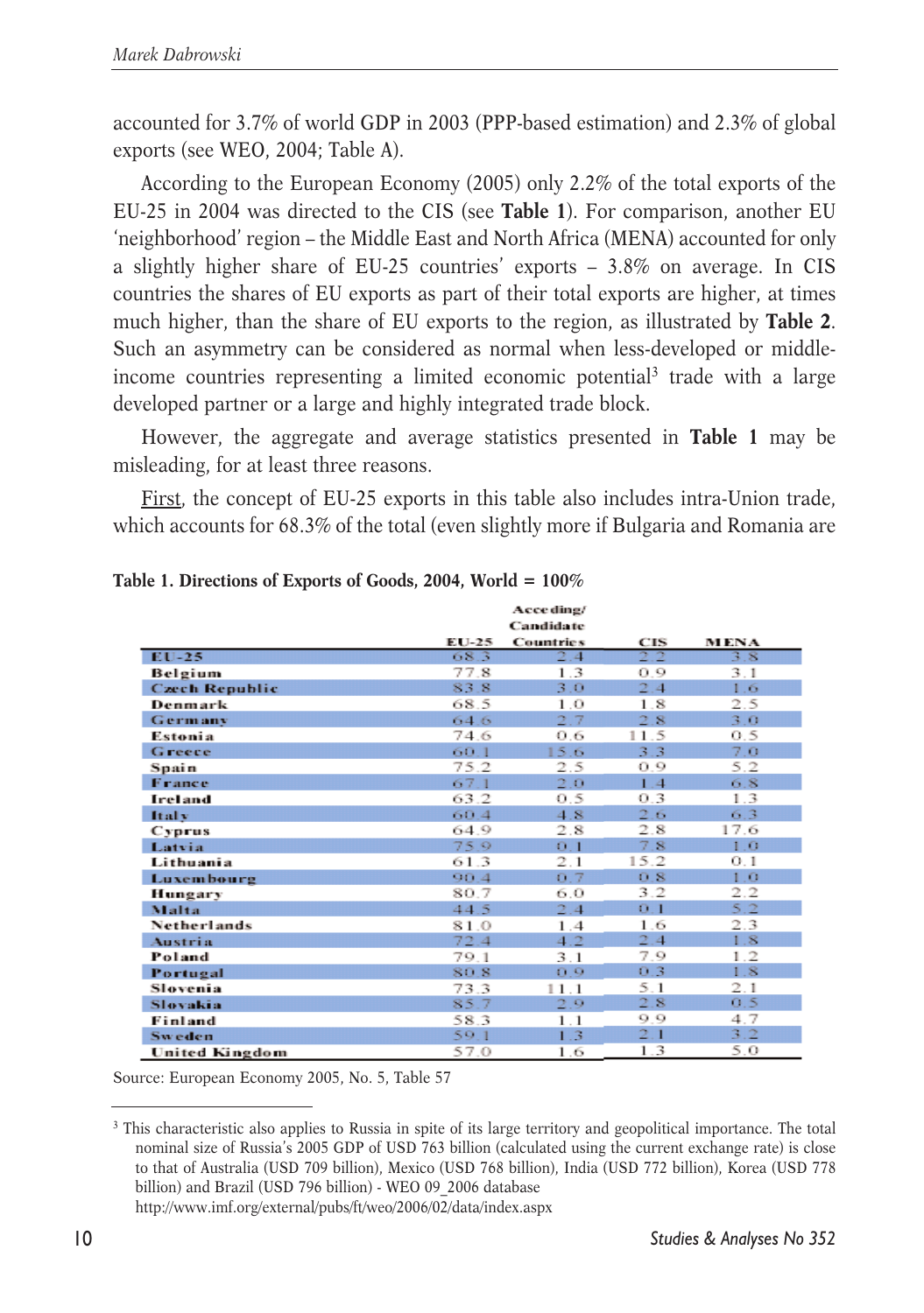accounted for 3.7% of world GDP in 2003 (PPP-based estimation) and 2.3% of global exports (see WEO, 2004; Table A).

According to the European Economy (2005) only 2.2% of the total exports of the EU-25 in 2004 was directed to the CIS (see **Table 1**). For comparison, another EU 'neighborhood' region – the Middle East and North Africa (MENA) accounted for only a slightly higher share of EU-25 countries' exports – 3.8% on average. In CIS countries the shares of EU exports as part of their total exports are higher, at times much higher, than the share of EU exports to the region, as illustrated by **Table 2**. Such an asymmetry can be considered as normal when less-developed or middle-income countries representing a limited economic potential[3] trade with a large developed partner or a large and highly integrated trade block.

However, the aggregate and average statistics presented in **Table 1** may be misleading, for at least three reasons.

First, the concept of EU-25 exports in this table also includes intra-Union trade, which accounts for 68.3% of the total (even slightly more if Bulgaria and Romania are

**Table 1. Directions of Exports of Goods, 2004, World = 100%**

| | EU-25 | Acceding/ Candidate Countries | CIS | MENA |
|---|---|---|---|---|
| EU-25 | 68.3 | 2.4 | 2.2 | 3.8 |
| Belgium | 77.8 | 1.3 | 0.9 | 3.1 |
| Czech Republic | 83.8 | 3.0 | 2.4 | 1.6 |
| Denmark | 68.5 | 1.0 | 1.8 | 2.5 |
| Germany | 64.6 | 2.7 | 2.8 | 3.0 |
| Estonia | 74.6 | 0.6 | 11.5 | 0.5 |
| Greece | 60.1 | 15.6 | 3.3 | 7.0 |
| Spain | 75.2 | 2.5 | 0.9 | 5.2 |
| France | 67.1 | 2.0 | 1.4 | 6.8 |
| Ireland | 63.2 | 0.5 | 0.3 | 1.3 |
| Italy | 60.4 | 4.8 | 2.6 | 6.3 |
| Cyprus | 64.9 | 2.8 | 2.8 | 17.6 |
| Latvia | 75.9 | 0.1 | 7.8 | 1.0 |
| Lithuania | 61.3 | 2.1 | 15.2 | 0.1 |
| Luxembourg | 90.4 | 0.7 | 0.8 | 1.0 |
| Hungary | 80.7 | 6.0 | 3.2 | 2.2 |
| Malta | 44.5 | 2.4 | 0.1 | 5.2 |
| Netherlands | 81.0 | 1.4 | 1.6 | 2.3 |
| Austria | 72.4 | 4.2 | 2.4 | 1.8 |
| Poland | 79.1 | 3.1 | 7.9 | 1.2 |
| Portugal | 80.8 | 0.9 | 0.3 | 1.8 |
| Slovenia | 73.3 | 11.1 | 5.1 | 2.1 |
| Slovakia | 85.7 | 2.9 | 2.8 | 0.5 |
| Finland | 58.3 | 1.1 | 9.9 | 4.7 |
| Sweden | 59.1 | 1.3 | 2.1 | 3.2 |
| United Kingdom | 57.0 | 1.6 | 1.3 | 5.0 |

Source: European Economy 2005, No. 5, Table 57

[3] This characteristic also applies to Russia in spite of its large territory and geopolitical importance. The total nominal size of Russia's 2005 GDP of USD 763 billion (calculated using the current exchange rate) is close to that of Australia (USD 709 billion), Mexico (USD 768 billion), India (USD 772 billion), Korea (USD 778 billion) and Brazil (USD 796 billion) - WEO 09_2006 database http://www.imf.org/external/pubs/ft/weo/2006/02/data/index.aspx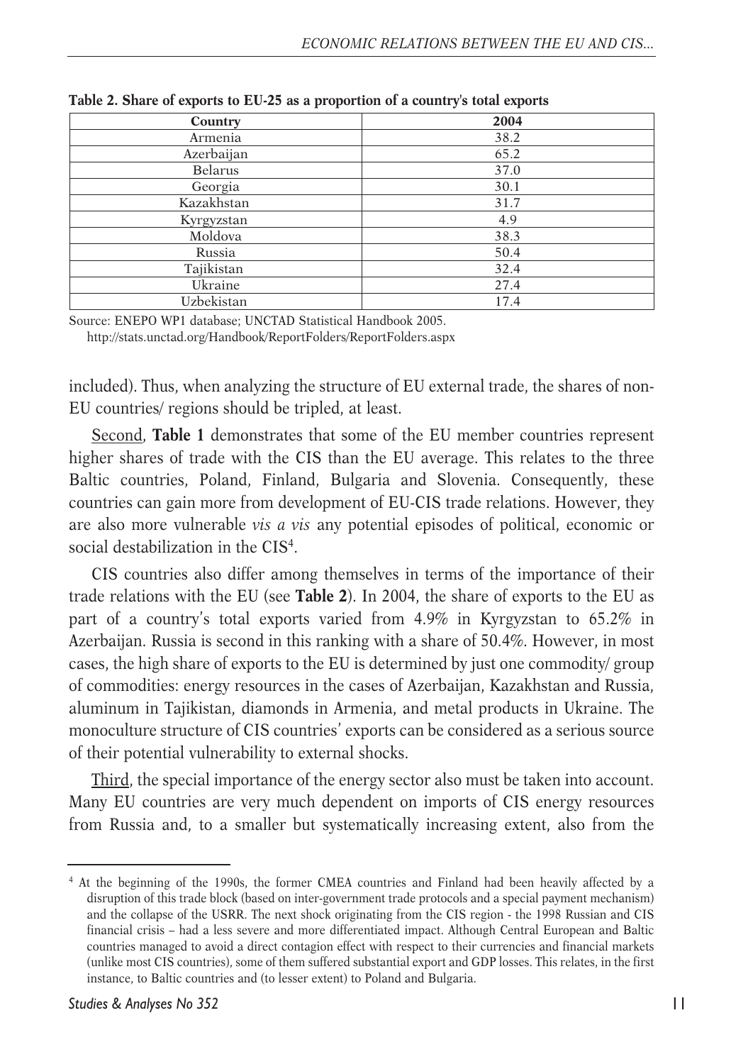**Table 2. Share of exports to EU-25 as a proportion of a country's total exports**

| Country | 2004 |
|---|---|
| Armenia | 38.2 |
| Azerbaijan | 65.2 |
| Belarus | 37.0 |
| Georgia | 30.1 |
| Kazakhstan | 31.7 |
| Kyrgyzstan | 4.9 |
| Moldova | 38.3 |
| Russia | 50.4 |
| Tajikistan | 32.4 |
| Ukraine | 27.4 |
| Uzbekistan | 17.4 |

Source: ENEPO WP1 database; UNCTAD Statistical Handbook 2005. http://stats.unctad.org/Handbook/ReportFolders/ReportFolders.aspx

included). Thus, when analyzing the structure of EU external trade, the shares of non-EU countries/ regions should be tripled, at least.

Second, **Table 1** demonstrates that some of the EU member countries represent higher shares of trade with the CIS than the EU average. This relates to the three Baltic countries, Poland, Finland, Bulgaria and Slovenia. Consequently, these countries can gain more from development of EU-CIS trade relations. However, they are also more vulnerable *vis a vis* any potential episodes of political, economic or social destabilization in the CIS[4].

CIS countries also differ among themselves in terms of the importance of their trade relations with the EU (see **Table 2**). In 2004, the share of exports to the EU as part of a country's total exports varied from 4.9% in Kyrgyzstan to 65.2% in Azerbaijan. Russia is second in this ranking with a share of 50.4%. However, in most cases, the high share of exports to the EU is determined by just one commodity/ group of commodities: energy resources in the cases of Azerbaijan, Kazakhstan and Russia, aluminum in Tajikistan, diamonds in Armenia, and metal products in Ukraine. The monoculture structure of CIS countries' exports can be considered as a serious source of their potential vulnerability to external shocks.

Third, the special importance of the energy sector also must be taken into account. Many EU countries are very much dependent on imports of CIS energy resources from Russia and, to a smaller but systematically increasing extent, also from the

[4] At the beginning of the 1990s, the former CMEA countries and Finland had been heavily affected by a disruption of this trade block (based on inter-government trade protocols and a special payment mechanism) and the collapse of the USRR. The next shock originating from the CIS region - the 1998 Russian and CIS financial crisis – had a less severe and more differentiated impact. Although Central European and Baltic countries managed to avoid a direct contagion effect with respect to their currencies and financial markets (unlike most CIS countries), some of them suffered substantial export and GDP losses. This relates, in the first instance, to Baltic countries and (to lesser extent) to Poland and Bulgaria.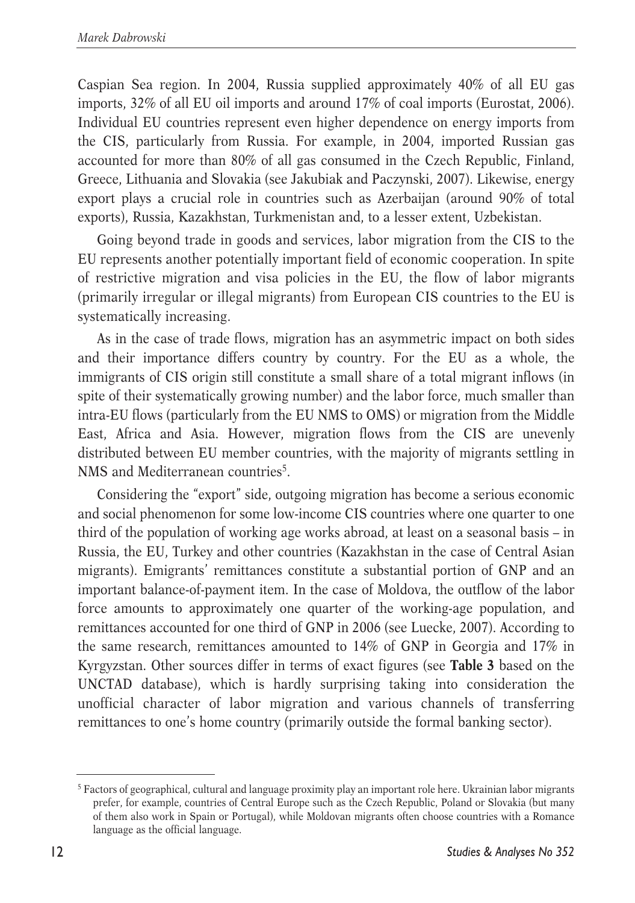Caspian Sea region. In 2004, Russia supplied approximately 40% of all EU gas imports, 32% of all EU oil imports and around 17% of coal imports (Eurostat, 2006). Individual EU countries represent even higher dependence on energy imports from the CIS, particularly from Russia. For example, in 2004, imported Russian gas accounted for more than 80% of all gas consumed in the Czech Republic, Finland, Greece, Lithuania and Slovakia (see Jakubiak and Paczynski, 2007). Likewise, energy export plays a crucial role in countries such as Azerbaijan (around 90% of total exports), Russia, Kazakhstan, Turkmenistan and, to a lesser extent, Uzbekistan.

Going beyond trade in goods and services, labor migration from the CIS to the EU represents another potentially important field of economic cooperation. In spite of restrictive migration and visa policies in the EU, the flow of labor migrants (primarily irregular or illegal migrants) from European CIS countries to the EU is systematically increasing.

As in the case of trade flows, migration has an asymmetric impact on both sides and their importance differs country by country. For the EU as a whole, the immigrants of CIS origin still constitute a small share of a total migrant inflows (in spite of their systematically growing number) and the labor force, much smaller than intra-EU flows (particularly from the EU NMS to OMS) or migration from the Middle East, Africa and Asia. However, migration flows from the CIS are unevenly distributed between EU member countries, with the majority of migrants settling in NMS and Mediterranean countries[5].

Considering the "export" side, outgoing migration has become a serious economic and social phenomenon for some low-income CIS countries where one quarter to one third of the population of working age works abroad, at least on a seasonal basis – in Russia, the EU, Turkey and other countries (Kazakhstan in the case of Central Asian migrants). Emigrants' remittances constitute a substantial portion of GNP and an important balance-of-payment item. In the case of Moldova, the outflow of the labor force amounts to approximately one quarter of the working-age population, and remittances accounted for one third of GNP in 2006 (see Luecke, 2007). According to the same research, remittances amounted to 14% of GNP in Georgia and 17% in Kyrgyzstan. Other sources differ in terms of exact figures (see **Table 3** based on the UNCTAD database), which is hardly surprising taking into consideration the unofficial character of labor migration and various channels of transferring remittances to one's home country (primarily outside the formal banking sector).

---

[5] Factors of geographical, cultural and language proximity play an important role here. Ukrainian labor migrants prefer, for example, countries of Central Europe such as the Czech Republic, Poland or Slovakia (but many of them also work in Spain or Portugal), while Moldovan migrants often choose countries with a Romance language as the official language.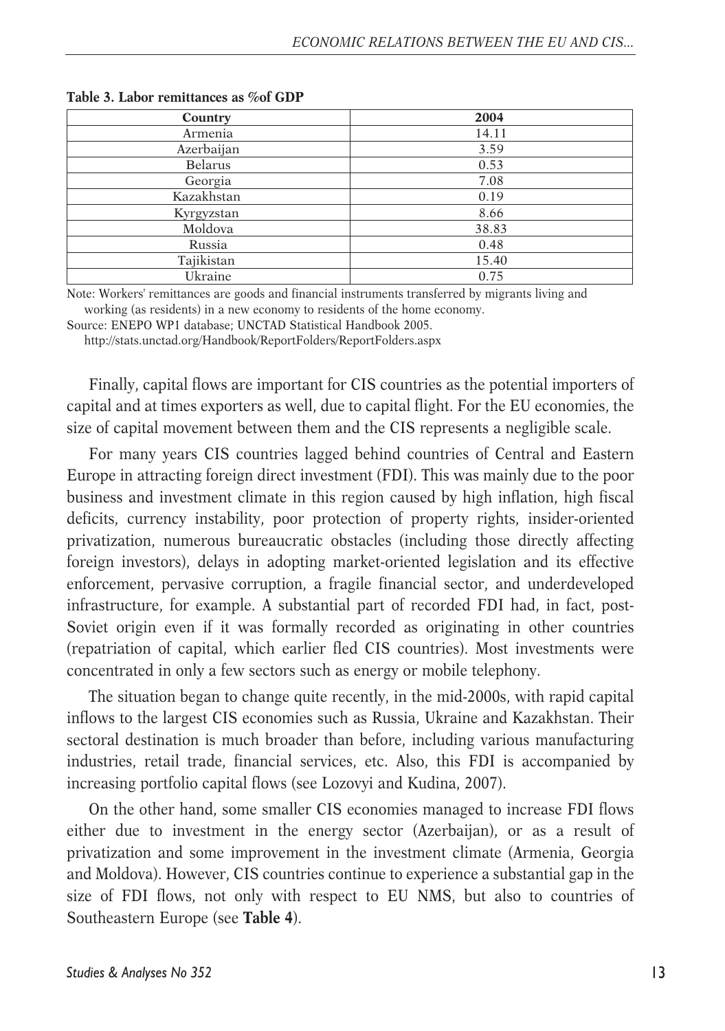**Table 3. Labor remittances as %of GDP**

| Country | 2004 |
|---|---|
| Armenia | 14.11 |
| Azerbaijan | 3.59 |
| Belarus | 0.53 |
| Georgia | 7.08 |
| Kazakhstan | 0.19 |
| Kyrgyzstan | 8.66 |
| Moldova | 38.83 |
| Russia | 0.48 |
| Tajikistan | 15.40 |
| Ukraine | 0.75 |

Note: Workers' remittances are goods and financial instruments transferred by migrants living and working (as residents) in a new economy to residents of the home economy.

Source: ENEPO WP1 database; UNCTAD Statistical Handbook 2005. http://stats.unctad.org/Handbook/ReportFolders/ReportFolders.aspx

Finally, capital flows are important for CIS countries as the potential importers of capital and at times exporters as well, due to capital flight. For the EU economies, the size of capital movement between them and the CIS represents a negligible scale.

For many years CIS countries lagged behind countries of Central and Eastern Europe in attracting foreign direct investment (FDI). This was mainly due to the poor business and investment climate in this region caused by high inflation, high fiscal deficits, currency instability, poor protection of property rights, insider-oriented privatization, numerous bureaucratic obstacles (including those directly affecting foreign investors), delays in adopting market-oriented legislation and its effective enforcement, pervasive corruption, a fragile financial sector, and underdeveloped infrastructure, for example. A substantial part of recorded FDI had, in fact, post-Soviet origin even if it was formally recorded as originating in other countries (repatriation of capital, which earlier fled CIS countries). Most investments were concentrated in only a few sectors such as energy or mobile telephony.

The situation began to change quite recently, in the mid-2000s, with rapid capital inflows to the largest CIS economies such as Russia, Ukraine and Kazakhstan. Their sectoral destination is much broader than before, including various manufacturing industries, retail trade, financial services, etc. Also, this FDI is accompanied by increasing portfolio capital flows (see Lozovyi and Kudina, 2007).

On the other hand, some smaller CIS economies managed to increase FDI flows either due to investment in the energy sector (Azerbaijan), or as a result of privatization and some improvement in the investment climate (Armenia, Georgia and Moldova). However, CIS countries continue to experience a substantial gap in the size of FDI flows, not only with respect to EU NMS, but also to countries of Southeastern Europe (see **Table 4**).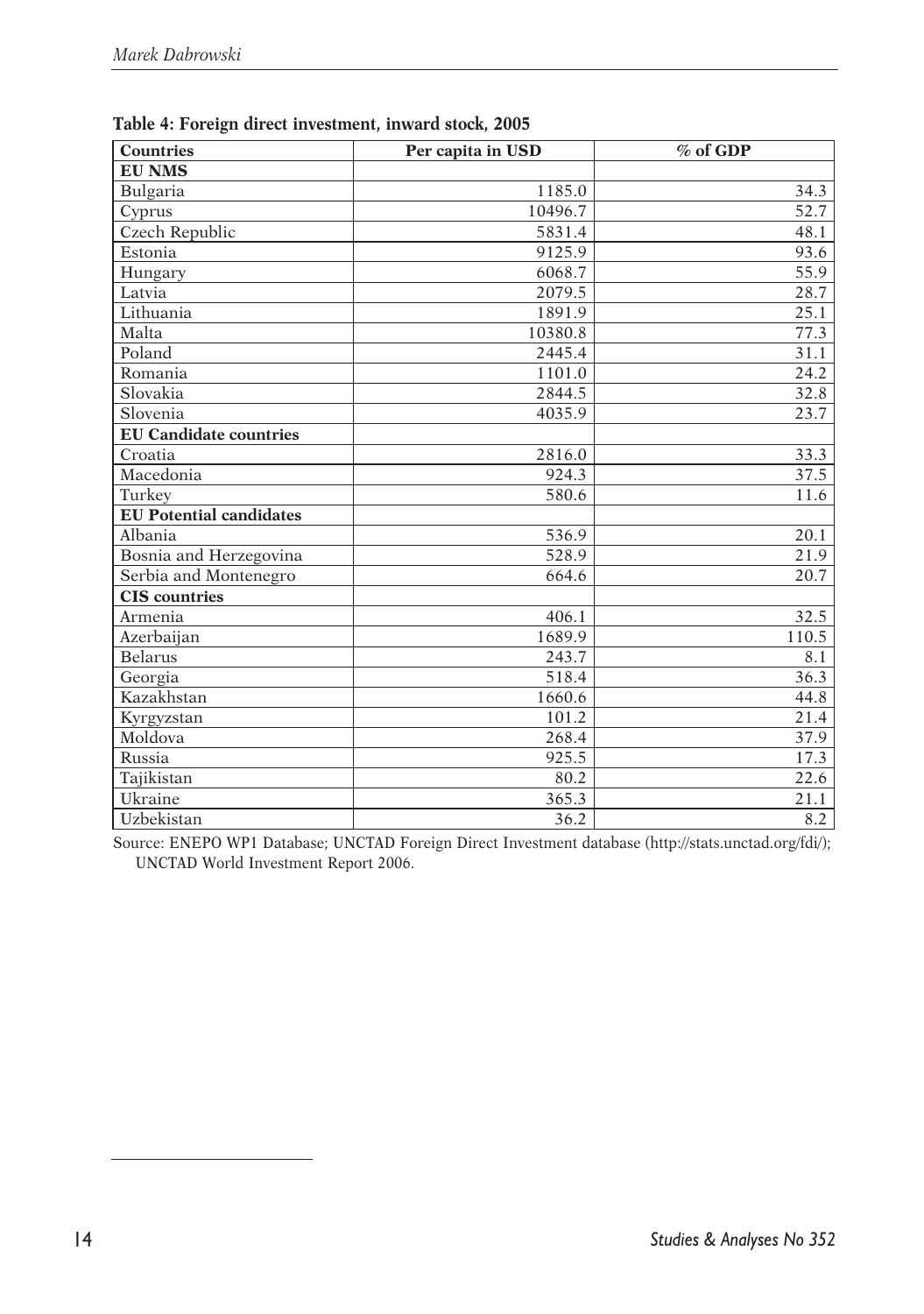**Table 4: Foreign direct investment, inward stock, 2005**

| Countries | Per capita in USD | % of GDP |
|---|---|---|
| **EU NMS** | | |
| Bulgaria | 1185.0 | 34.3 |
| Cyprus | 10496.7 | 52.7 |
| Czech Republic | 5831.4 | 48.1 |
| Estonia | 9125.9 | 93.6 |
| Hungary | 6068.7 | 55.9 |
| Latvia | 2079.5 | 28.7 |
| Lithuania | 1891.9 | 25.1 |
| Malta | 10380.8 | 77.3 |
| Poland | 2445.4 | 31.1 |
| Romania | 1101.0 | 24.2 |
| Slovakia | 2844.5 | 32.8 |
| Slovenia | 4035.9 | 23.7 |
| **EU Candidate countries** | | |
| Croatia | 2816.0 | 33.3 |
| Macedonia | 924.3 | 37.5 |
| Turkey | 580.6 | 11.6 |
| **EU Potential candidates** | | |
| Albania | 536.9 | 20.1 |
| Bosnia and Herzegovina | 528.9 | 21.9 |
| Serbia and Montenegro | 664.6 | 20.7 |
| **CIS countries** | | |
| Armenia | 406.1 | 32.5 |
| Azerbaijan | 1689.9 | 110.5 |
| Belarus | 243.7 | 8.1 |
| Georgia | 518.4 | 36.3 |
| Kazakhstan | 1660.6 | 44.8 |
| Kyrgyzstan | 101.2 | 21.4 |
| Moldova | 268.4 | 37.9 |
| Russia | 925.5 | 17.3 |
| Tajikistan | 80.2 | 22.6 |
| Ukraine | 365.3 | 21.1 |
| Uzbekistan | 36.2 | 8.2 |

Source: ENEPO WP1 Database; UNCTAD Foreign Direct Investment database (http://stats.unctad.org/fdi/); UNCTAD World Investment Report 2006.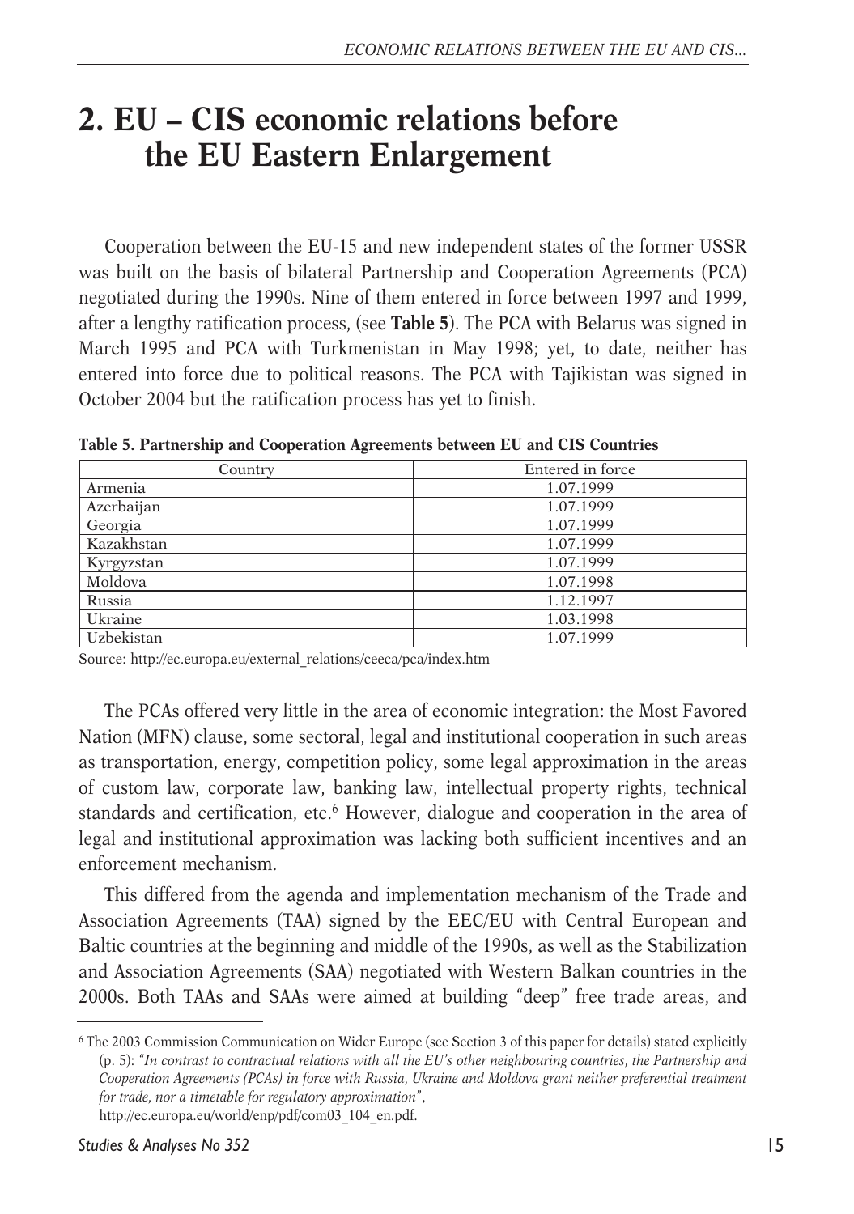## 2. EU – CIS economic relations before the EU Eastern Enlargement

Cooperation between the EU-15 and new independent states of the former USSR was built on the basis of bilateral Partnership and Cooperation Agreements (PCA) negotiated during the 1990s. Nine of them entered in force between 1997 and 1999, after a lengthy ratification process, (see **Table 5**). The PCA with Belarus was signed in March 1995 and PCA with Turkmenistan in May 1998; yet, to date, neither has entered into force due to political reasons. The PCA with Tajikistan was signed in October 2004 but the ratification process has yet to finish.

**Table 5. Partnership and Cooperation Agreements between EU and CIS Countries**

| Country | Entered in force |
|---|---|
| Armenia | 1.07.1999 |
| Azerbaijan | 1.07.1999 |
| Georgia | 1.07.1999 |
| Kazakhstan | 1.07.1999 |
| Kyrgyzstan | 1.07.1999 |
| Moldova | 1.07.1998 |
| Russia | 1.12.1997 |
| Ukraine | 1.03.1998 |
| Uzbekistan | 1.07.1999 |

Source: http://ec.europa.eu/external_relations/ceeca/pca/index.htm

The PCAs offered very little in the area of economic integration: the Most Favored Nation (MFN) clause, some sectoral, legal and institutional cooperation in such areas as transportation, energy, competition policy, some legal approximation in the areas of custom law, corporate law, banking law, intellectual property rights, technical standards and certification, etc.[6] However, dialogue and cooperation in the area of legal and institutional approximation was lacking both sufficient incentives and an enforcement mechanism.

This differed from the agenda and implementation mechanism of the Trade and Association Agreements (TAA) signed by the EEC/EU with Central European and Baltic countries at the beginning and middle of the 1990s, as well as the Stabilization and Association Agreements (SAA) negotiated with Western Balkan countries in the 2000s. Both TAAs and SAAs were aimed at building "deep" free trade areas, and

[6] The 2003 Commission Communication on Wider Europe (see Section 3 of this paper for details) stated explicitly (p. 5): "*In contrast to contractual relations with all the EU's other neighbouring countries, the Partnership and Cooperation Agreements (PCAs) in force with Russia, Ukraine and Moldova grant neither preferential treatment for trade, nor a timetable for regulatory approximation*", http://ec.europa.eu/world/enp/pdf/com03_104_en.pdf.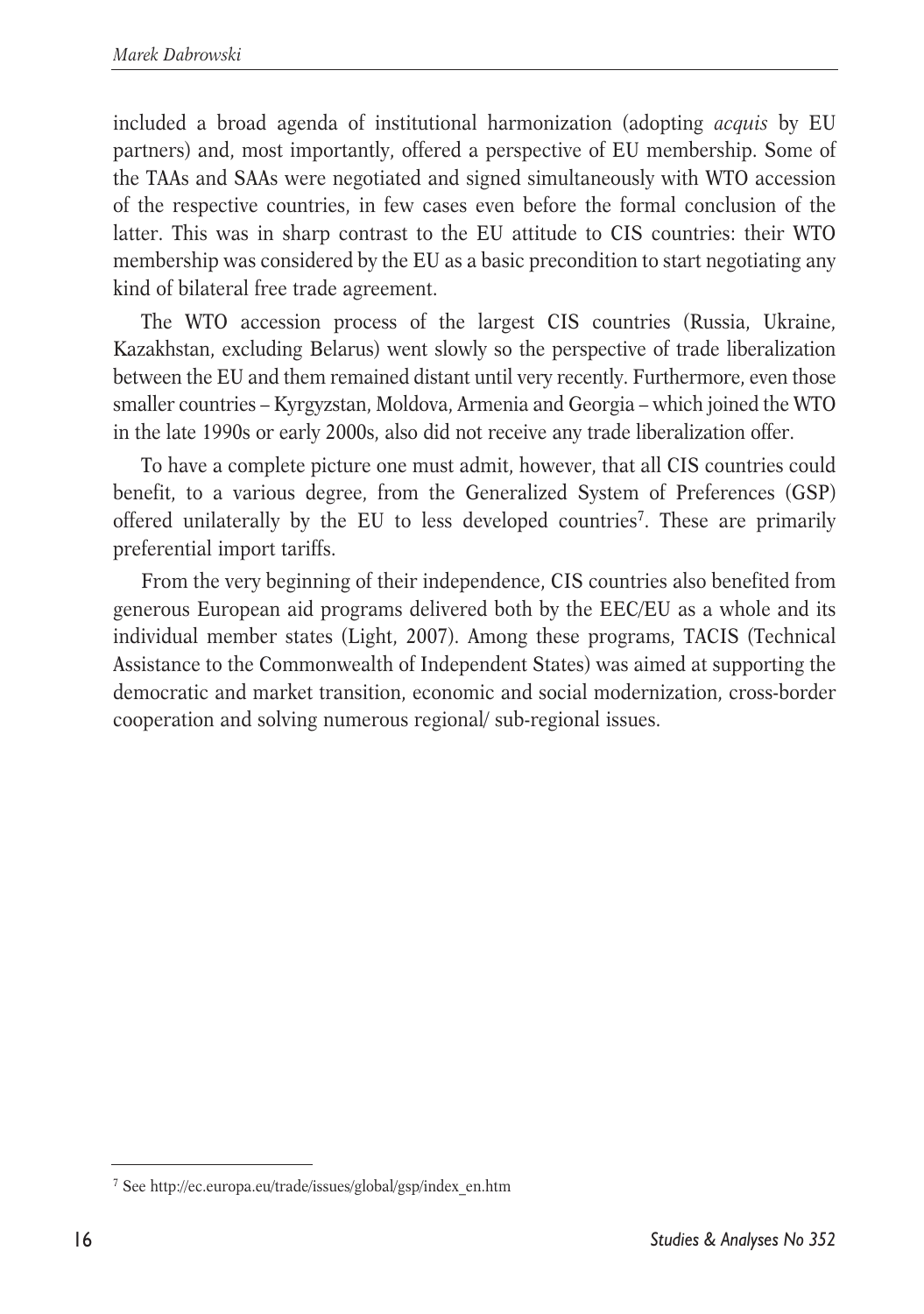included a broad agenda of institutional harmonization (adopting *acquis* by EU partners) and, most importantly, offered a perspective of EU membership. Some of the TAAs and SAAs were negotiated and signed simultaneously with WTO accession of the respective countries, in few cases even before the formal conclusion of the latter. This was in sharp contrast to the EU attitude to CIS countries: their WTO membership was considered by the EU as a basic precondition to start negotiating any kind of bilateral free trade agreement.

The WTO accession process of the largest CIS countries (Russia, Ukraine, Kazakhstan, excluding Belarus) went slowly so the perspective of trade liberalization between the EU and them remained distant until very recently. Furthermore, even those smaller countries – Kyrgyzstan, Moldova, Armenia and Georgia – which joined the WTO in the late 1990s or early 2000s, also did not receive any trade liberalization offer.

To have a complete picture one must admit, however, that all CIS countries could benefit, to a various degree, from the Generalized System of Preferences (GSP) offered unilaterally by the EU to less developed countries[7]. These are primarily preferential import tariffs.

From the very beginning of their independence, CIS countries also benefited from generous European aid programs delivered both by the EEC/EU as a whole and its individual member states (Light, 2007). Among these programs, TACIS (Technical Assistance to the Commonwealth of Independent States) was aimed at supporting the democratic and market transition, economic and social modernization, cross-border cooperation and solving numerous regional/ sub-regional issues.

[7] See http://ec.europa.eu/trade/issues/global/gsp/index_en.htm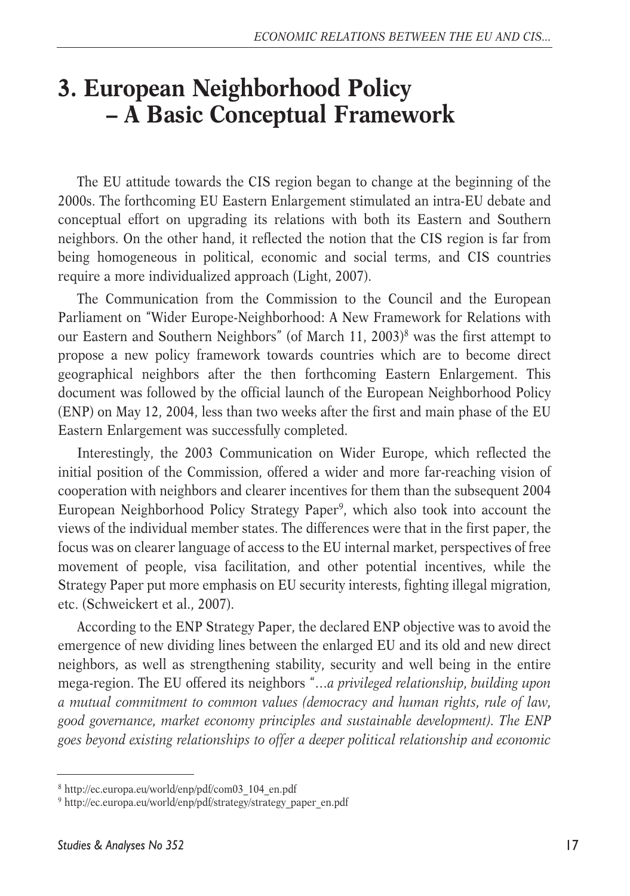# 3. European Neighborhood Policy – A Basic Conceptual Framework

The EU attitude towards the CIS region began to change at the beginning of the 2000s. The forthcoming EU Eastern Enlargement stimulated an intra-EU debate and conceptual effort on upgrading its relations with both its Eastern and Southern neighbors. On the other hand, it reflected the notion that the CIS region is far from being homogeneous in political, economic and social terms, and CIS countries require a more individualized approach (Light, 2007).

The Communication from the Commission to the Council and the European Parliament on "Wider Europe-Neighborhood: A New Framework for Relations with our Eastern and Southern Neighbors" (of March 11, 2003)[8] was the first attempt to propose a new policy framework towards countries which are to become direct geographical neighbors after the then forthcoming Eastern Enlargement. This document was followed by the official launch of the European Neighborhood Policy (ENP) on May 12, 2004, less than two weeks after the first and main phase of the EU Eastern Enlargement was successfully completed.

Interestingly, the 2003 Communication on Wider Europe, which reflected the initial position of the Commission, offered a wider and more far-reaching vision of cooperation with neighbors and clearer incentives for them than the subsequent 2004 European Neighborhood Policy Strategy Paper[9], which also took into account the views of the individual member states. The differences were that in the first paper, the focus was on clearer language of access to the EU internal market, perspectives of free movement of people, visa facilitation, and other potential incentives, while the Strategy Paper put more emphasis on EU security interests, fighting illegal migration, etc. (Schweickert et al., 2007).

According to the ENP Strategy Paper, the declared ENP objective was to avoid the emergence of new dividing lines between the enlarged EU and its old and new direct neighbors, as well as strengthening stability, security and well being in the entire mega-region. The EU offered its neighbors "*…a privileged relationship, building upon a mutual commitment to common values (democracy and human rights, rule of law, good governance, market economy principles and sustainable development). The ENP goes beyond existing relationships to offer a deeper political relationship and economic*

---

[8] http://ec.europa.eu/world/enp/pdf/com03_104_en.pdf

[9] http://ec.europa.eu/world/enp/pdf/strategy/strategy_paper_en.pdf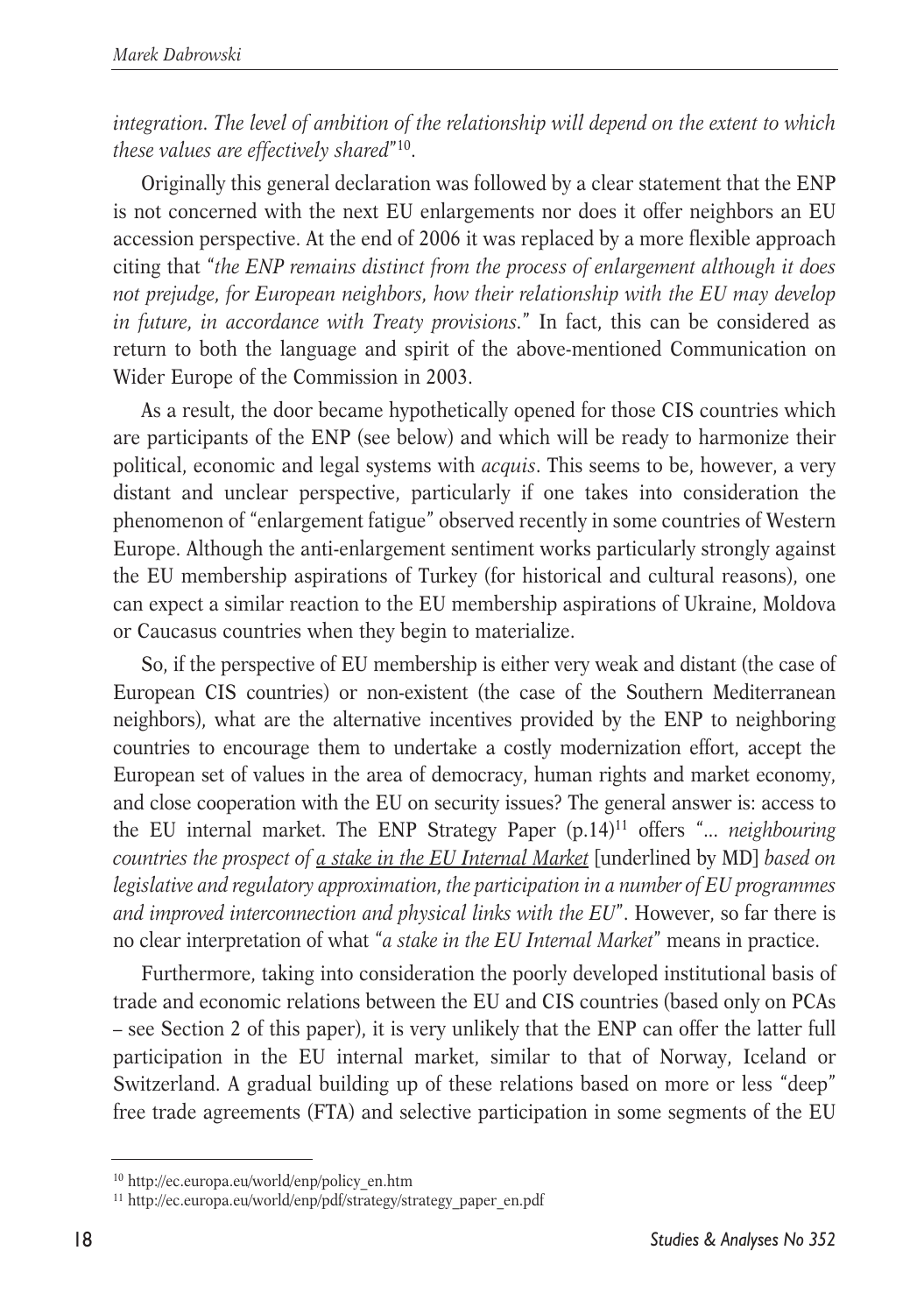*integration. The level of ambition of the relationship will depend on the extent to which these values are effectively shared*"[10].

Originally this general declaration was followed by a clear statement that the ENP is not concerned with the next EU enlargements nor does it offer neighbors an EU accession perspective. At the end of 2006 it was replaced by a more flexible approach citing that "*the ENP remains distinct from the process of enlargement although it does not prejudge, for European neighbors, how their relationship with the EU may develop in future, in accordance with Treaty provisions.*" In fact, this can be considered as return to both the language and spirit of the above-mentioned Communication on Wider Europe of the Commission in 2003.

As a result, the door became hypothetically opened for those CIS countries which are participants of the ENP (see below) and which will be ready to harmonize their political, economic and legal systems with *acquis*. This seems to be, however, a very distant and unclear perspective, particularly if one takes into consideration the phenomenon of "enlargement fatigue" observed recently in some countries of Western Europe. Although the anti-enlargement sentiment works particularly strongly against the EU membership aspirations of Turkey (for historical and cultural reasons), one can expect a similar reaction to the EU membership aspirations of Ukraine, Moldova or Caucasus countries when they begin to materialize.

So, if the perspective of EU membership is either very weak and distant (the case of European CIS countries) or non-existent (the case of the Southern Mediterranean neighbors), what are the alternative incentives provided by the ENP to neighboring countries to encourage them to undertake a costly modernization effort, accept the European set of values in the area of democracy, human rights and market economy, and close cooperation with the EU on security issues? The general answer is: access to the EU internal market. The ENP Strategy Paper (p.14)[11] offers "*... neighbouring countries the prospect of <u>a stake in the EU Internal Market</u>* [underlined by MD] *based on legislative and regulatory approximation, the participation in a number of EU programmes and improved interconnection and physical links with the EU*". However, so far there is no clear interpretation of what "*a stake in the EU Internal Market*" means in practice.

Furthermore, taking into consideration the poorly developed institutional basis of trade and economic relations between the EU and CIS countries (based only on PCAs – see Section 2 of this paper), it is very unlikely that the ENP can offer the latter full participation in the EU internal market, similar to that of Norway, Iceland or Switzerland. A gradual building up of these relations based on more or less "deep" free trade agreements (FTA) and selective participation in some segments of the EU

---

[10] http://ec.europa.eu/world/enp/policy_en.htm

[11] http://ec.europa.eu/world/enp/pdf/strategy/strategy_paper_en.pdf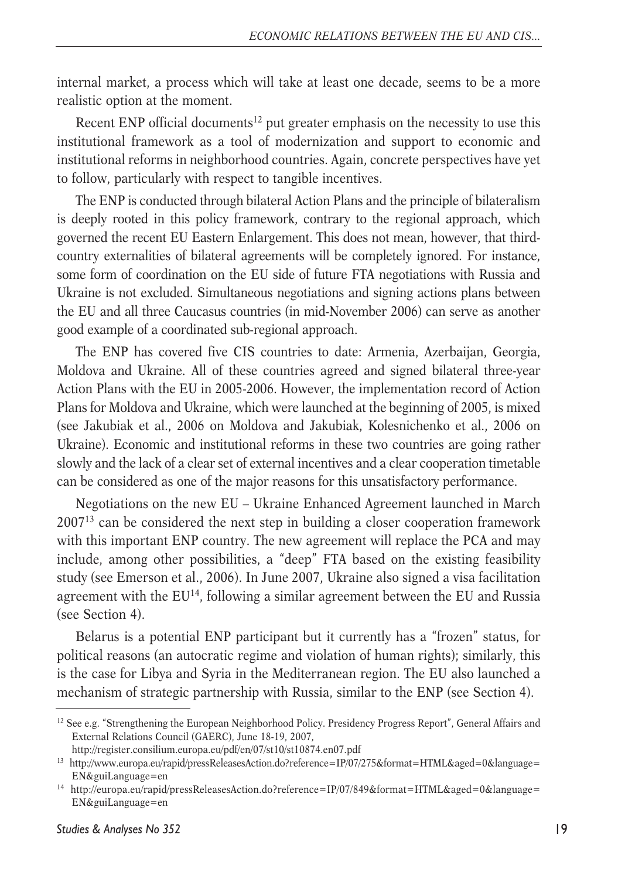internal market, a process which will take at least one decade, seems to be a more realistic option at the moment.

Recent ENP official documents[12] put greater emphasis on the necessity to use this institutional framework as a tool of modernization and support to economic and institutional reforms in neighborhood countries. Again, concrete perspectives have yet to follow, particularly with respect to tangible incentives.

The ENP is conducted through bilateral Action Plans and the principle of bilateralism is deeply rooted in this policy framework, contrary to the regional approach, which governed the recent EU Eastern Enlargement. This does not mean, however, that third-country externalities of bilateral agreements will be completely ignored. For instance, some form of coordination on the EU side of future FTA negotiations with Russia and Ukraine is not excluded. Simultaneous negotiations and signing actions plans between the EU and all three Caucasus countries (in mid-November 2006) can serve as another good example of a coordinated sub-regional approach.

The ENP has covered five CIS countries to date: Armenia, Azerbaijan, Georgia, Moldova and Ukraine. All of these countries agreed and signed bilateral three-year Action Plans with the EU in 2005-2006. However, the implementation record of Action Plans for Moldova and Ukraine, which were launched at the beginning of 2005, is mixed (see Jakubiak et al., 2006 on Moldova and Jakubiak, Kolesnichenko et al., 2006 on Ukraine). Economic and institutional reforms in these two countries are going rather slowly and the lack of a clear set of external incentives and a clear cooperation timetable can be considered as one of the major reasons for this unsatisfactory performance.

Negotiations on the new EU – Ukraine Enhanced Agreement launched in March 2007[13] can be considered the next step in building a closer cooperation framework with this important ENP country. The new agreement will replace the PCA and may include, among other possibilities, a "deep" FTA based on the existing feasibility study (see Emerson et al., 2006). In June 2007, Ukraine also signed a visa facilitation agreement with the EU[14], following a similar agreement between the EU and Russia (see Section 4).

Belarus is a potential ENP participant but it currently has a "frozen" status, for political reasons (an autocratic regime and violation of human rights); similarly, this is the case for Libya and Syria in the Mediterranean region. The EU also launched a mechanism of strategic partnership with Russia, similar to the ENP (see Section 4).

---

[12] See e.g. "Strengthening the European Neighborhood Policy. Presidency Progress Report", General Affairs and External Relations Council (GAERC), June 18-19, 2007, http://register.consilium.europa.eu/pdf/en/07/st10/st10874.en07.pdf

[13] http://www.europa.eu/rapid/pressReleasesAction.do?reference=IP/07/275&format=HTML&aged=0&language=EN&guiLanguage=en

[14] http://europa.eu/rapid/pressReleasesAction.do?reference=IP/07/849&format=HTML&aged=0&language=EN&guiLanguage=en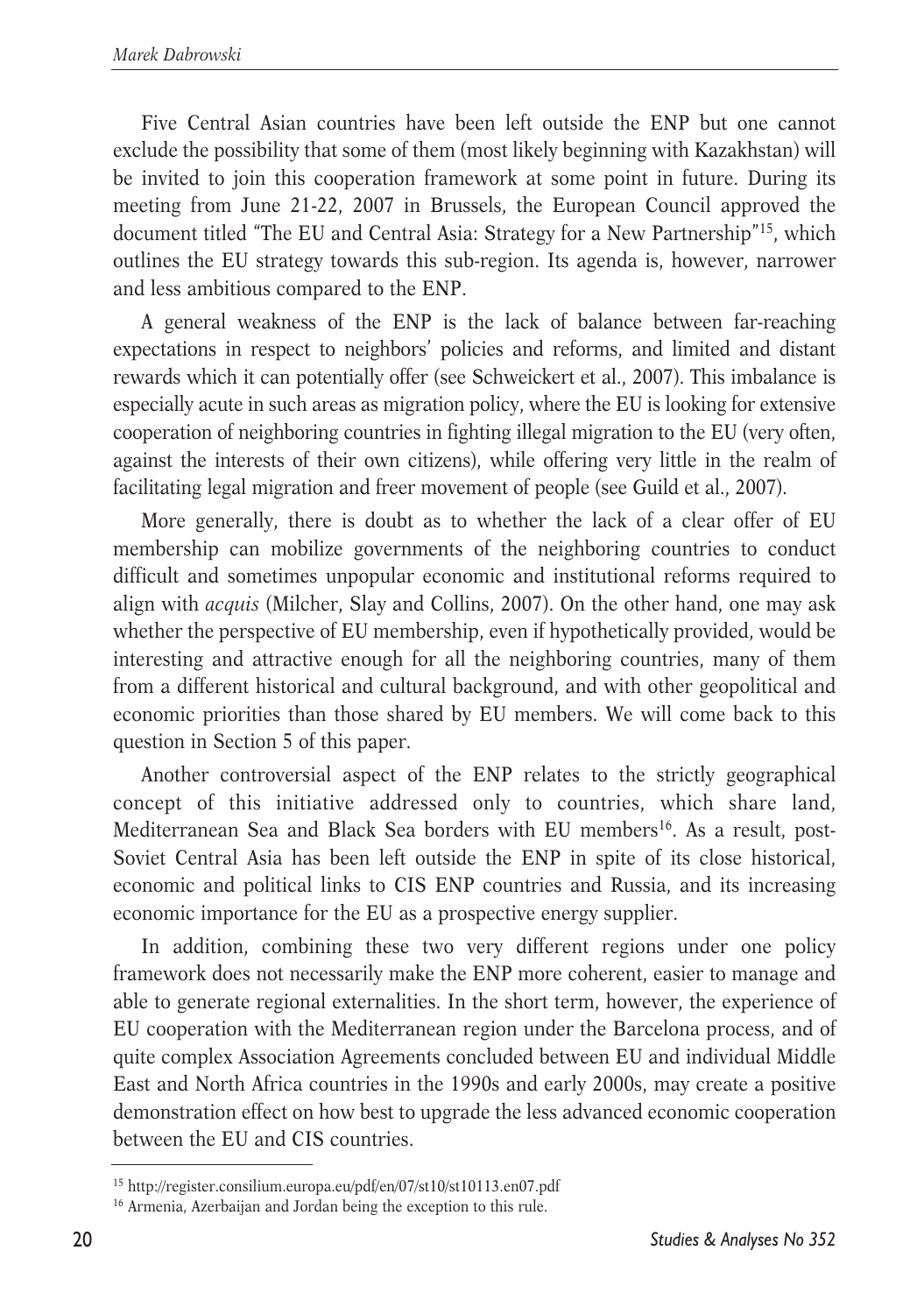Five Central Asian countries have been left outside the ENP but one cannot exclude the possibility that some of them (most likely beginning with Kazakhstan) will be invited to join this cooperation framework at some point in future. During its meeting from June 21-22, 2007 in Brussels, the European Council approved the document titled "The EU and Central Asia: Strategy for a New Partnership"[15], which outlines the EU strategy towards this sub-region. Its agenda is, however, narrower and less ambitious compared to the ENP.

A general weakness of the ENP is the lack of balance between far-reaching expectations in respect to neighbors' policies and reforms, and limited and distant rewards which it can potentially offer (see Schweickert et al., 2007). This imbalance is especially acute in such areas as migration policy, where the EU is looking for extensive cooperation of neighboring countries in fighting illegal migration to the EU (very often, against the interests of their own citizens), while offering very little in the realm of facilitating legal migration and freer movement of people (see Guild et al., 2007).

More generally, there is doubt as to whether the lack of a clear offer of EU membership can mobilize governments of the neighboring countries to conduct difficult and sometimes unpopular economic and institutional reforms required to align with *acquis* (Milcher, Slay and Collins, 2007). On the other hand, one may ask whether the perspective of EU membership, even if hypothetically provided, would be interesting and attractive enough for all the neighboring countries, many of them from a different historical and cultural background, and with other geopolitical and economic priorities than those shared by EU members. We will come back to this question in Section 5 of this paper.

Another controversial aspect of the ENP relates to the strictly geographical concept of this initiative addressed only to countries, which share land, Mediterranean Sea and Black Sea borders with EU members[16]. As a result, post-Soviet Central Asia has been left outside the ENP in spite of its close historical, economic and political links to CIS ENP countries and Russia, and its increasing economic importance for the EU as a prospective energy supplier.

In addition, combining these two very different regions under one policy framework does not necessarily make the ENP more coherent, easier to manage and able to generate regional externalities. In the short term, however, the experience of EU cooperation with the Mediterranean region under the Barcelona process, and of quite complex Association Agreements concluded between EU and individual Middle East and North Africa countries in the 1990s and early 2000s, may create a positive demonstration effect on how best to upgrade the less advanced economic cooperation between the EU and CIS countries.

---

[15] http://register.consilium.europa.eu/pdf/en/07/st10/st10113.en07.pdf

[16] Armenia, Azerbaijan and Jordan being the exception to this rule.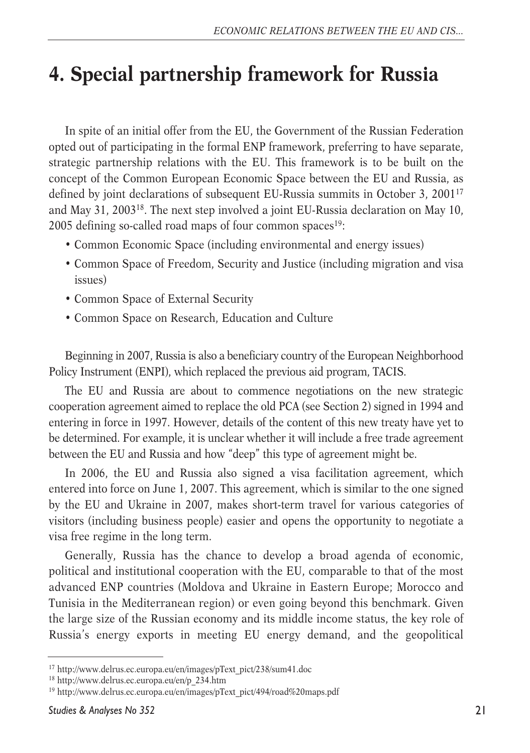# 4. Special partnership framework for Russia

In spite of an initial offer from the EU, the Government of the Russian Federation opted out of participating in the formal ENP framework, preferring to have separate, strategic partnership relations with the EU. This framework is to be built on the concept of the Common European Economic Space between the EU and Russia, as defined by joint declarations of subsequent EU-Russia summits in October 3, 2001[17] and May 31, 2003[18]. The next step involved a joint EU-Russia declaration on May 10, 2005 defining so-called road maps of four common spaces[19]:

- Common Economic Space (including environmental and energy issues)
- Common Space of Freedom, Security and Justice (including migration and visa issues)
- Common Space of External Security
- Common Space on Research, Education and Culture

Beginning in 2007, Russia is also a beneficiary country of the European Neighborhood Policy Instrument (ENPI), which replaced the previous aid program, TACIS.

The EU and Russia are about to commence negotiations on the new strategic cooperation agreement aimed to replace the old PCA (see Section 2) signed in 1994 and entering in force in 1997. However, details of the content of this new treaty have yet to be determined. For example, it is unclear whether it will include a free trade agreement between the EU and Russia and how "deep" this type of agreement might be.

In 2006, the EU and Russia also signed a visa facilitation agreement, which entered into force on June 1, 2007. This agreement, which is similar to the one signed by the EU and Ukraine in 2007, makes short-term travel for various categories of visitors (including business people) easier and opens the opportunity to negotiate a visa free regime in the long term.

Generally, Russia has the chance to develop a broad agenda of economic, political and institutional cooperation with the EU, comparable to that of the most advanced ENP countries (Moldova and Ukraine in Eastern Europe; Morocco and Tunisia in the Mediterranean region) or even going beyond this benchmark. Given the large size of the Russian economy and its middle income status, the key role of Russia's energy exports in meeting EU energy demand, and the geopolitical

[17] http://www.delrus.ec.europa.eu/en/images/pText_pict/238/sum41.doc

[18] http://www.delrus.ec.europa.eu/en/p_234.htm

[19] http://www.delrus.ec.europa.eu/en/images/pText_pict/494/road%20maps.pdf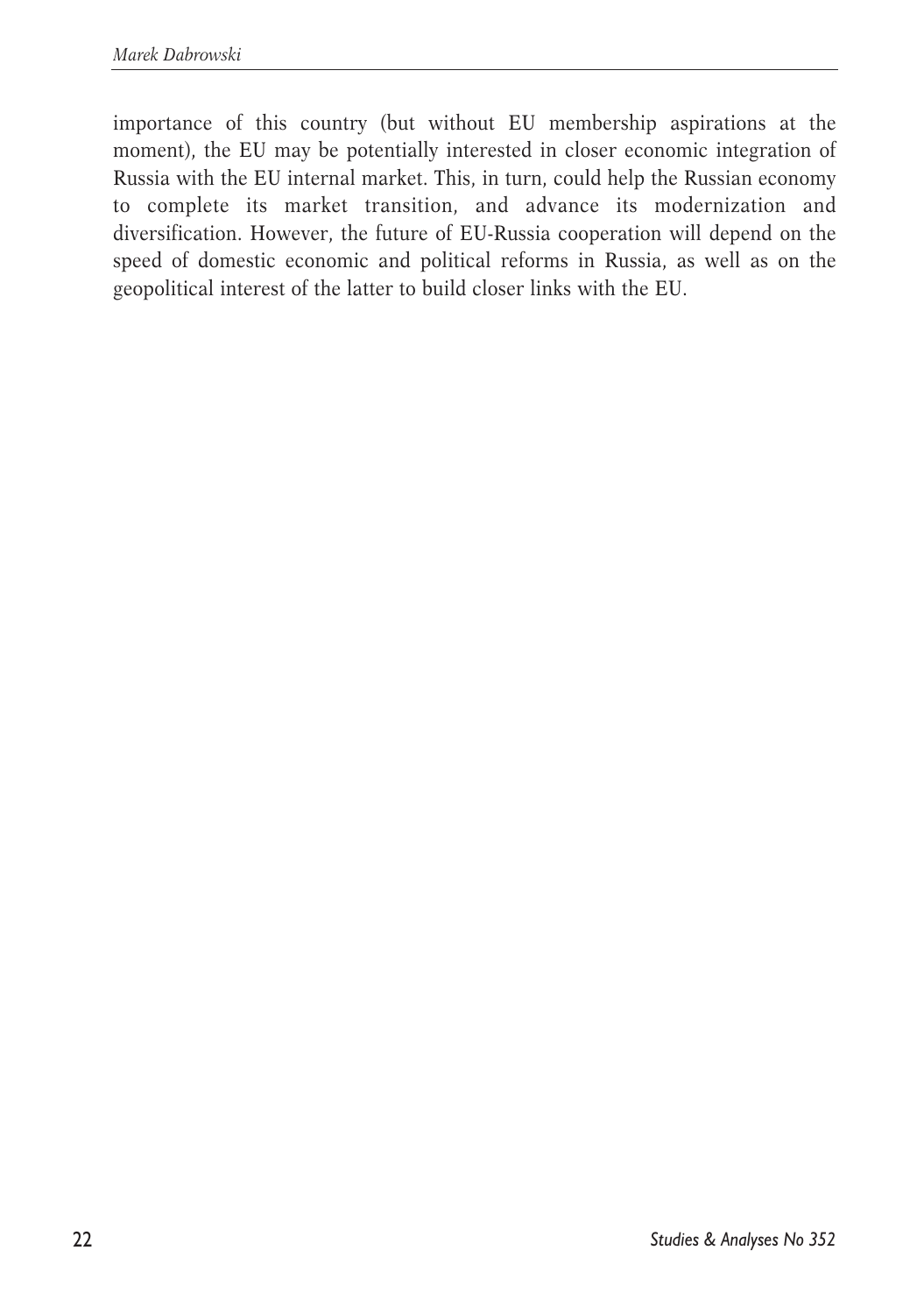importance of this country (but without EU membership aspirations at the moment), the EU may be potentially interested in closer economic integration of Russia with the EU internal market. This, in turn, could help the Russian economy to complete its market transition, and advance its modernization and diversification. However, the future of EU-Russia cooperation will depend on the speed of domestic economic and political reforms in Russia, as well as on the geopolitical interest of the latter to build closer links with the EU.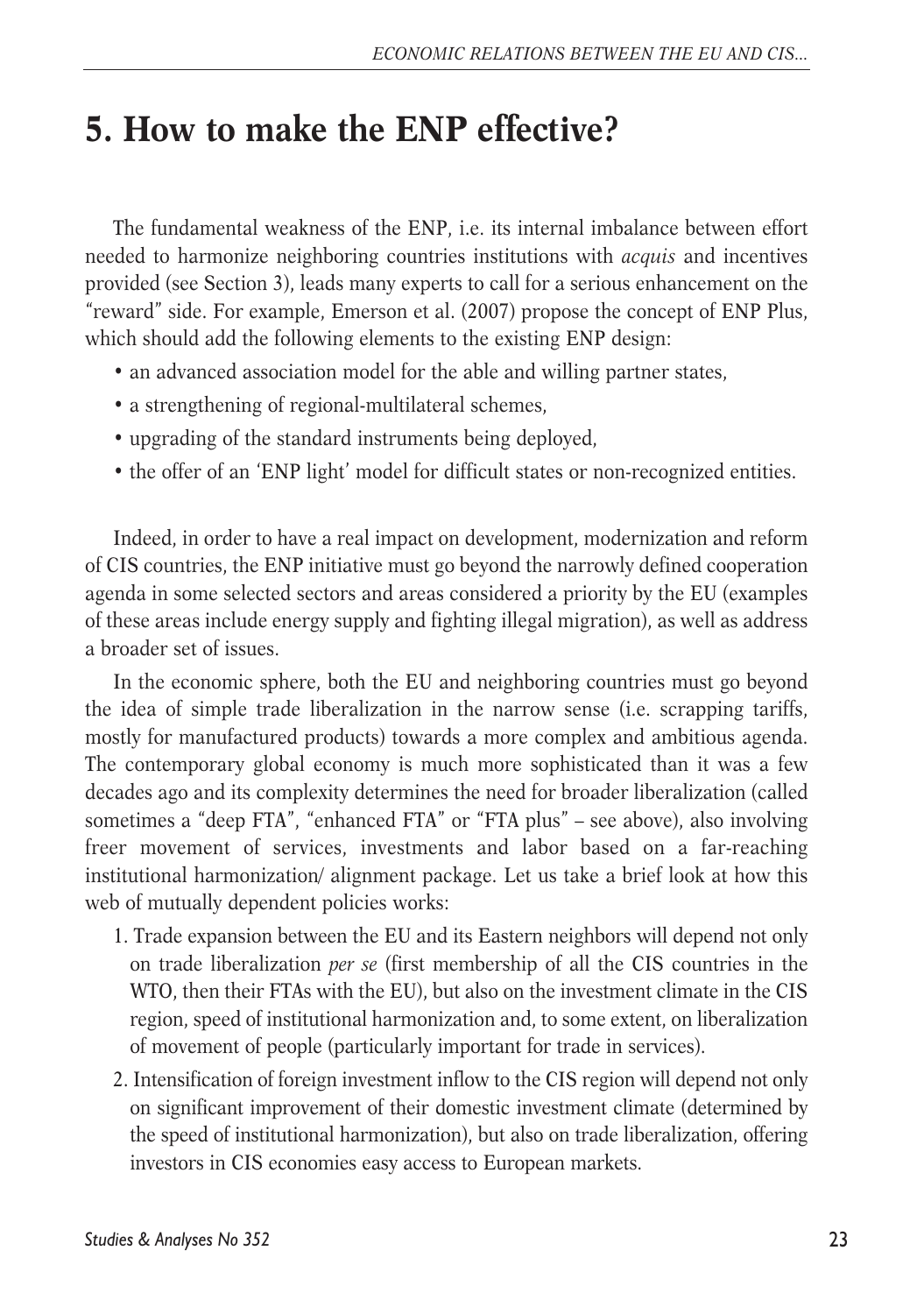## 5. How to make the ENP effective?

The fundamental weakness of the ENP, i.e. its internal imbalance between effort needed to harmonize neighboring countries institutions with *acquis* and incentives provided (see Section 3), leads many experts to call for a serious enhancement on the "reward" side. For example, Emerson et al. (2007) propose the concept of ENP Plus, which should add the following elements to the existing ENP design:

- an advanced association model for the able and willing partner states,
- a strengthening of regional-multilateral schemes,
- upgrading of the standard instruments being deployed,
- the offer of an 'ENP light' model for difficult states or non-recognized entities.

Indeed, in order to have a real impact on development, modernization and reform of CIS countries, the ENP initiative must go beyond the narrowly defined cooperation agenda in some selected sectors and areas considered a priority by the EU (examples of these areas include energy supply and fighting illegal migration), as well as address a broader set of issues.

In the economic sphere, both the EU and neighboring countries must go beyond the idea of simple trade liberalization in the narrow sense (i.e. scrapping tariffs, mostly for manufactured products) towards a more complex and ambitious agenda. The contemporary global economy is much more sophisticated than it was a few decades ago and its complexity determines the need for broader liberalization (called sometimes a "deep FTA", "enhanced FTA" or "FTA plus" – see above), also involving freer movement of services, investments and labor based on a far-reaching institutional harmonization/ alignment package. Let us take a brief look at how this web of mutually dependent policies works:

1. Trade expansion between the EU and its Eastern neighbors will depend not only on trade liberalization *per se* (first membership of all the CIS countries in the WTO, then their FTAs with the EU), but also on the investment climate in the CIS region, speed of institutional harmonization and, to some extent, on liberalization of movement of people (particularly important for trade in services).
2. Intensification of foreign investment inflow to the CIS region will depend not only on significant improvement of their domestic investment climate (determined by the speed of institutional harmonization), but also on trade liberalization, offering investors in CIS economies easy access to European markets.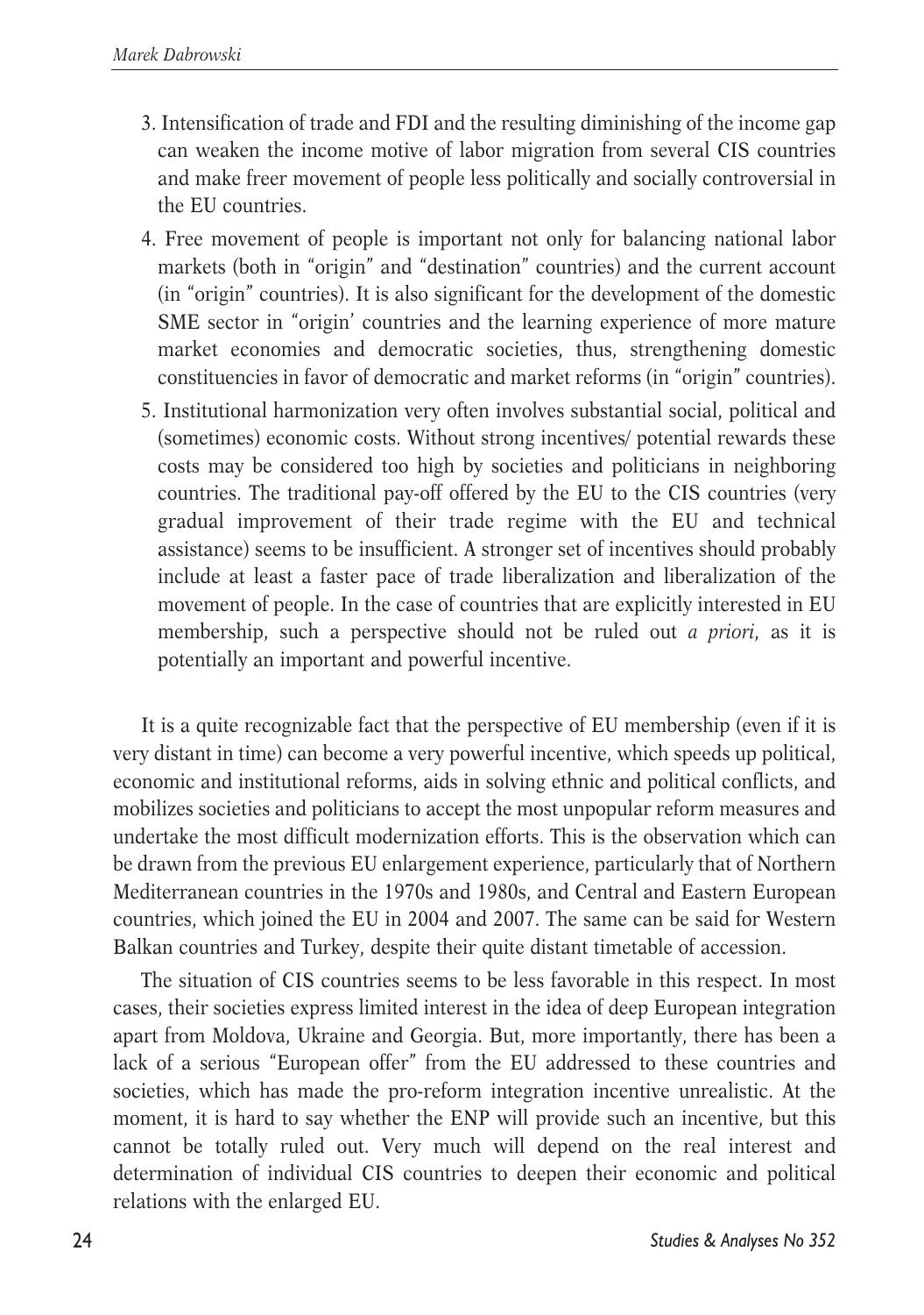3. Intensification of trade and FDI and the resulting diminishing of the income gap can weaken the income motive of labor migration from several CIS countries and make freer movement of people less politically and socially controversial in the EU countries.
4. Free movement of people is important not only for balancing national labor markets (both in "origin" and "destination" countries) and the current account (in "origin" countries). It is also significant for the development of the domestic SME sector in "origin' countries and the learning experience of more mature market economies and democratic societies, thus, strengthening domestic constituencies in favor of democratic and market reforms (in "origin" countries).
5. Institutional harmonization very often involves substantial social, political and (sometimes) economic costs. Without strong incentives/ potential rewards these costs may be considered too high by societies and politicians in neighboring countries. The traditional pay-off offered by the EU to the CIS countries (very gradual improvement of their trade regime with the EU and technical assistance) seems to be insufficient. A stronger set of incentives should probably include at least a faster pace of trade liberalization and liberalization of the movement of people. In the case of countries that are explicitly interested in EU membership, such a perspective should not be ruled out *a priori*, as it is potentially an important and powerful incentive.

It is a quite recognizable fact that the perspective of EU membership (even if it is very distant in time) can become a very powerful incentive, which speeds up political, economic and institutional reforms, aids in solving ethnic and political conflicts, and mobilizes societies and politicians to accept the most unpopular reform measures and undertake the most difficult modernization efforts. This is the observation which can be drawn from the previous EU enlargement experience, particularly that of Northern Mediterranean countries in the 1970s and 1980s, and Central and Eastern European countries, which joined the EU in 2004 and 2007. The same can be said for Western Balkan countries and Turkey, despite their quite distant timetable of accession.

The situation of CIS countries seems to be less favorable in this respect. In most cases, their societies express limited interest in the idea of deep European integration apart from Moldova, Ukraine and Georgia. But, more importantly, there has been a lack of a serious "European offer" from the EU addressed to these countries and societies, which has made the pro-reform integration incentive unrealistic. At the moment, it is hard to say whether the ENP will provide such an incentive, but this cannot be totally ruled out. Very much will depend on the real interest and determination of individual CIS countries to deepen their economic and political relations with the enlarged EU.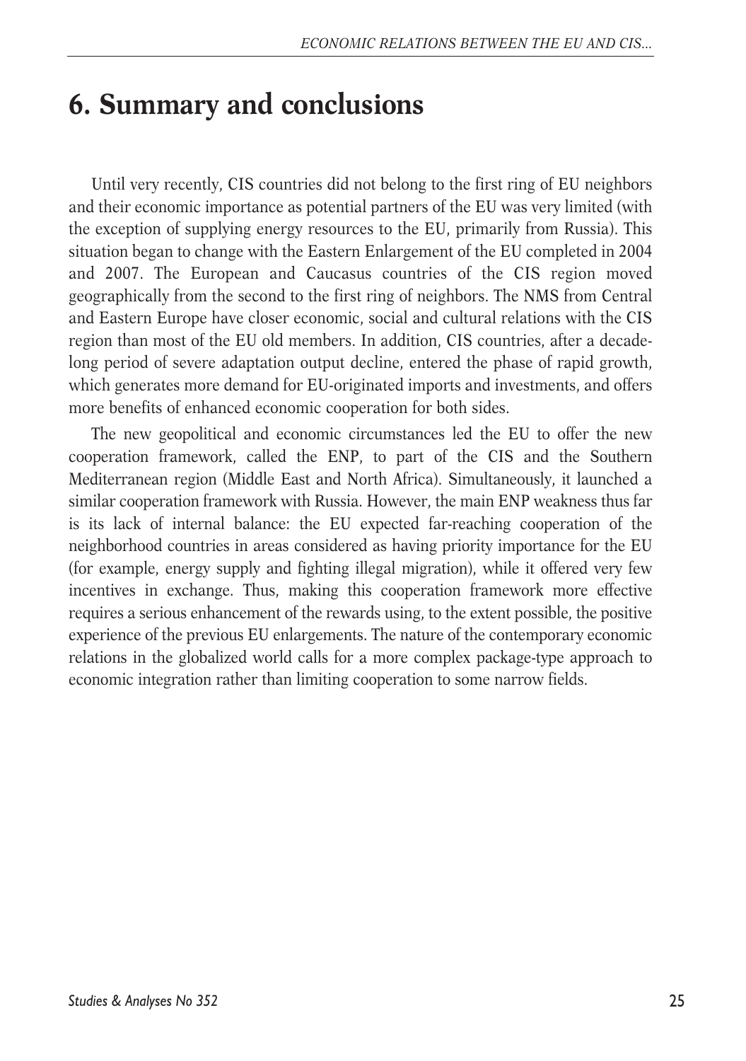# 6. Summary and conclusions

Until very recently, CIS countries did not belong to the first ring of EU neighbors and their economic importance as potential partners of the EU was very limited (with the exception of supplying energy resources to the EU, primarily from Russia). This situation began to change with the Eastern Enlargement of the EU completed in 2004 and 2007. The European and Caucasus countries of the CIS region moved geographically from the second to the first ring of neighbors. The NMS from Central and Eastern Europe have closer economic, social and cultural relations with the CIS region than most of the EU old members. In addition, CIS countries, after a decade-long period of severe adaptation output decline, entered the phase of rapid growth, which generates more demand for EU-originated imports and investments, and offers more benefits of enhanced economic cooperation for both sides.

The new geopolitical and economic circumstances led the EU to offer the new cooperation framework, called the ENP, to part of the CIS and the Southern Mediterranean region (Middle East and North Africa). Simultaneously, it launched a similar cooperation framework with Russia. However, the main ENP weakness thus far is its lack of internal balance: the EU expected far-reaching cooperation of the neighborhood countries in areas considered as having priority importance for the EU (for example, energy supply and fighting illegal migration), while it offered very few incentives in exchange. Thus, making this cooperation framework more effective requires a serious enhancement of the rewards using, to the extent possible, the positive experience of the previous EU enlargements. The nature of the contemporary economic relations in the globalized world calls for a more complex package-type approach to economic integration rather than limiting cooperation to some narrow fields.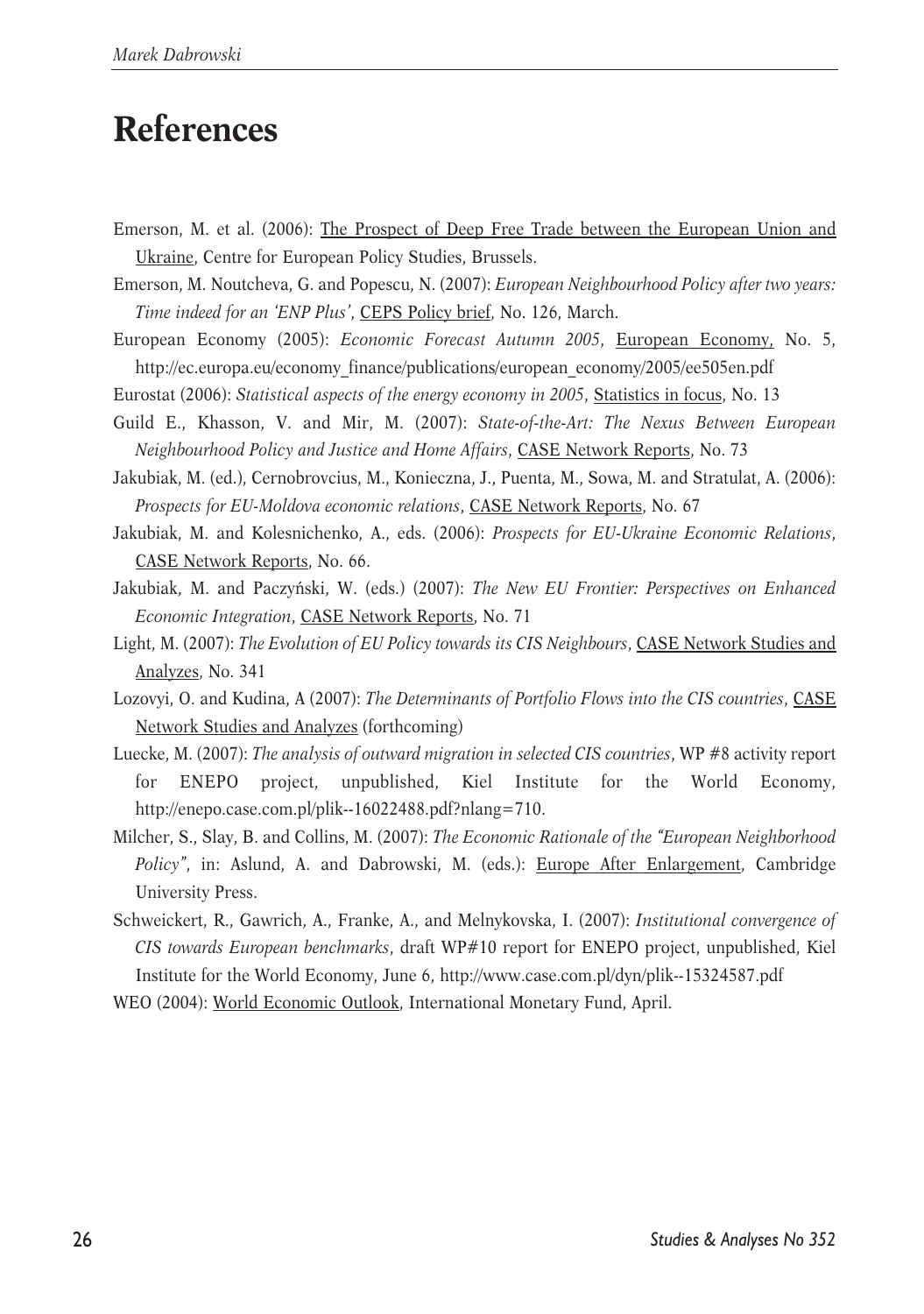# References

Emerson, M. et al. (2006): The Prospect of Deep Free Trade between the European Union and Ukraine, Centre for European Policy Studies, Brussels.

Emerson, M. Noutcheva, G. and Popescu, N. (2007): *European Neighbourhood Policy after two years: Time indeed for an 'ENP Plus'*, CEPS Policy brief, No. 126, March.

European Economy (2005): *Economic Forecast Autumn 2005*, European Economy, No. 5, http://ec.europa.eu/economy_finance/publications/european_economy/2005/ee505en.pdf

Eurostat (2006): *Statistical aspects of the energy economy in 2005*, Statistics in focus, No. 13

Guild E., Khasson, V. and Mir, M. (2007): *State-of-the-Art: The Nexus Between European Neighbourhood Policy and Justice and Home Affairs*, CASE Network Reports, No. 73

Jakubiak, M. (ed.), Cernobrovcius, M., Konieczna, J., Puenta, M., Sowa, M. and Stratulat, A. (2006): *Prospects for EU-Moldova economic relations*, CASE Network Reports, No. 67

Jakubiak, M. and Kolesnichenko, A., eds. (2006): *Prospects for EU-Ukraine Economic Relations*, CASE Network Reports, No. 66.

Jakubiak, M. and Paczyński, W. (eds.) (2007): *The New EU Frontier: Perspectives on Enhanced Economic Integration*, CASE Network Reports, No. 71

Light, M. (2007): *The Evolution of EU Policy towards its CIS Neighbours*, CASE Network Studies and Analyzes, No. 341

Lozovyi, O. and Kudina, A (2007): *The Determinants of Portfolio Flows into the CIS countries*, CASE Network Studies and Analyzes (forthcoming)

Luecke, M. (2007): *The analysis of outward migration in selected CIS countries*, WP #8 activity report for ENEPO project, unpublished, Kiel Institute for the World Economy, http://enepo.case.com.pl/plik--16022488.pdf?nlang=710.

Milcher, S., Slay, B. and Collins, M. (2007): *The Economic Rationale of the "European Neighborhood Policy"*, in: Aslund, A. and Dabrowski, M. (eds.): Europe After Enlargement, Cambridge University Press.

Schweickert, R., Gawrich, A., Franke, A., and Melnykovska, I. (2007): *Institutional convergence of CIS towards European benchmarks*, draft WP#10 report for ENEPO project, unpublished, Kiel Institute for the World Economy, June 6, http://www.case.com.pl/dyn/plik--15324587.pdf

WEO (2004): World Economic Outlook, International Monetary Fund, April.